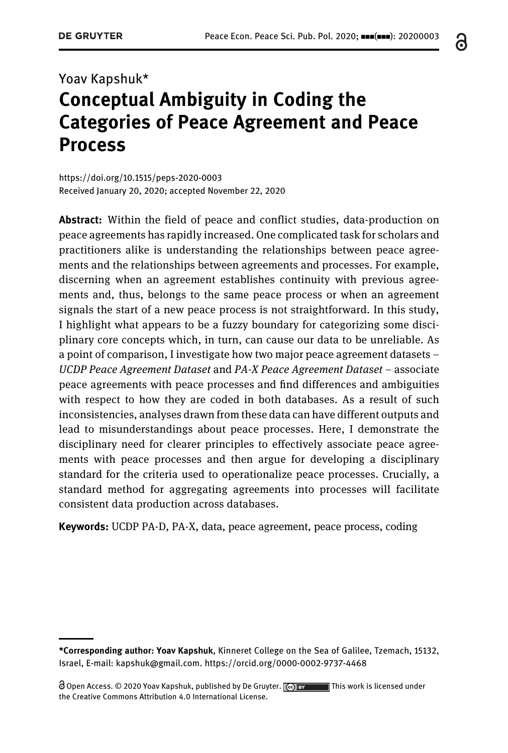Yoav Kapshuk*

# Conceptual Ambiguity in Coding the Categories of Peace Agreement and Peace Process

https://doi.org/10.1515/peps-2020-0003
Received January 20, 2020; accepted November 22, 2020

**Abstract:** Within the field of peace and conflict studies, data-production on peace agreements has rapidly increased. One complicated task for scholars and practitioners alike is understanding the relationships between peace agreements and the relationships between agreements and processes. For example, discerning when an agreement establishes continuity with previous agreements and, thus, belongs to the same peace process or when an agreement signals the start of a new peace process is not straightforward. In this study, I highlight what appears to be a fuzzy boundary for categorizing some disciplinary core concepts which, in turn, can cause our data to be unreliable. As a point of comparison, I investigate how two major peace agreement datasets – *UCDP Peace Agreement Dataset* and *PA-X Peace Agreement Dataset* – associate peace agreements with peace processes and find differences and ambiguities with respect to how they are coded in both databases. As a result of such inconsistencies, analyses drawn from these data can have different outputs and lead to misunderstandings about peace processes. Here, I demonstrate the disciplinary need for clearer principles to effectively associate peace agreements with peace processes and then argue for developing a disciplinary standard for the criteria used to operationalize peace processes. Crucially, a standard method for aggregating agreements into processes will facilitate consistent data production across databases.

**Keywords:** UCDP PA-D, PA-X, data, peace agreement, peace process, coding

---

***Corresponding author: Yoav Kapshuk**, Kinneret College on the Sea of Galilee, Tzemach, 15132, Israel, E-mail: kapshuk@gmail.com. https://orcid.org/0000-0002-9737-4468

Open Access. © 2020 Yoav Kapshuk, published by De Gruyter. This work is licensed under the Creative Commons Attribution 4.0 International License.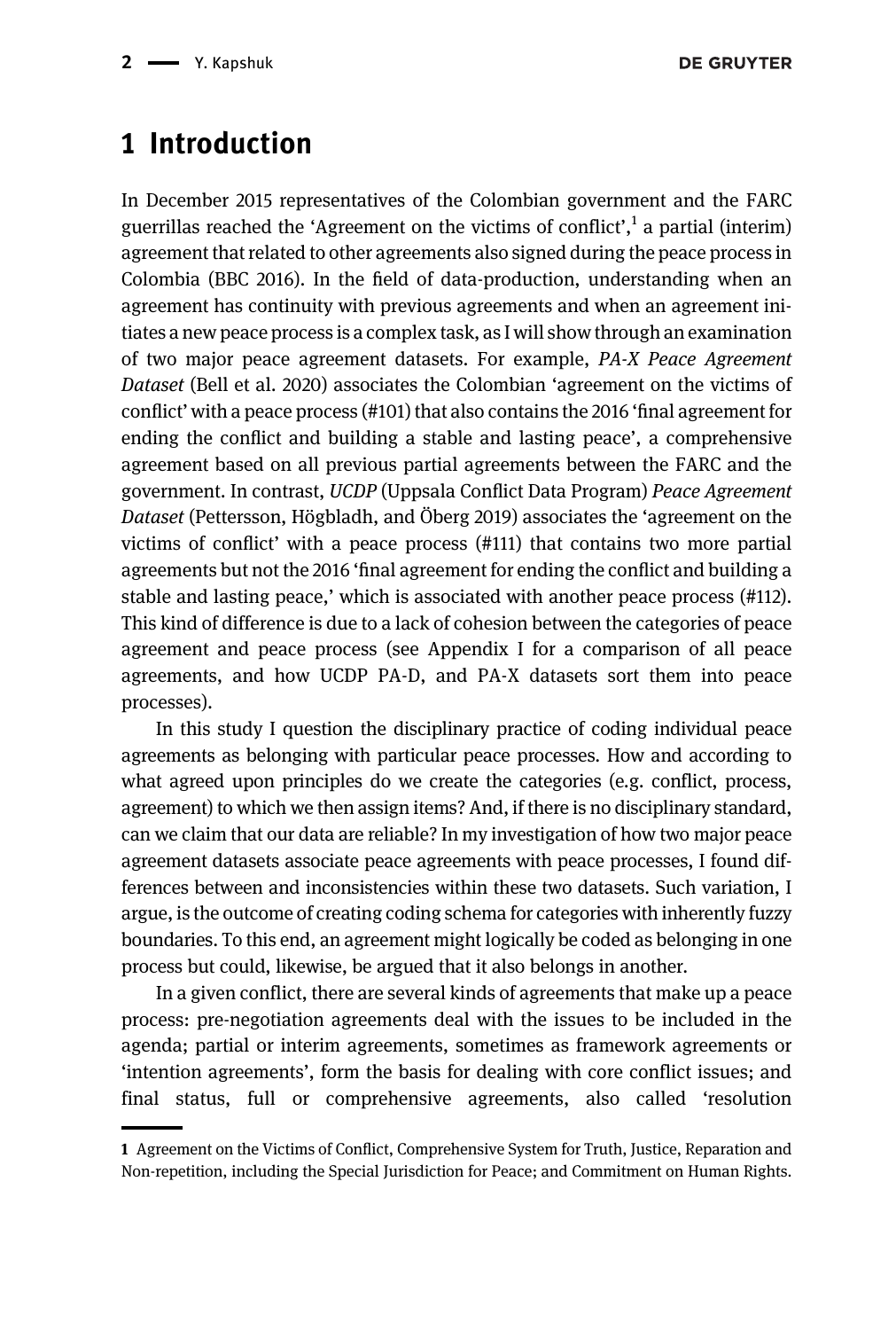## 1 Introduction

In December 2015 representatives of the Colombian government and the FARC guerrillas reached the 'Agreement on the victims of conflict',[1] a partial (interim) agreement that related to other agreements also signed during the peace process in Colombia (BBC 2016). In the field of data-production, understanding when an agreement has continuity with previous agreements and when an agreement initiates a new peace process is a complex task, as I will show through an examination of two major peace agreement datasets. For example, *PA-X Peace Agreement Dataset* (Bell et al. 2020) associates the Colombian 'agreement on the victims of conflict' with a peace process (#101) that also contains the 2016 'final agreement for ending the conflict and building a stable and lasting peace', a comprehensive agreement based on all previous partial agreements between the FARC and the government. In contrast, *UCDP* (Uppsala Conflict Data Program) *Peace Agreement Dataset* (Pettersson, Högbladh, and Öberg 2019) associates the 'agreement on the victims of conflict' with a peace process (#111) that contains two more partial agreements but not the 2016 'final agreement for ending the conflict and building a stable and lasting peace,' which is associated with another peace process (#112). This kind of difference is due to a lack of cohesion between the categories of peace agreement and peace process (see Appendix I for a comparison of all peace agreements, and how UCDP PA-D, and PA-X datasets sort them into peace processes).

In this study I question the disciplinary practice of coding individual peace agreements as belonging with particular peace processes. How and according to what agreed upon principles do we create the categories (e.g. conflict, process, agreement) to which we then assign items? And, if there is no disciplinary standard, can we claim that our data are reliable? In my investigation of how two major peace agreement datasets associate peace agreements with peace processes, I found differences between and inconsistencies within these two datasets. Such variation, I argue, is the outcome of creating coding schema for categories with inherently fuzzy boundaries. To this end, an agreement might logically be coded as belonging in one process but could, likewise, be argued that it also belongs in another.

In a given conflict, there are several kinds of agreements that make up a peace process: pre-negotiation agreements deal with the issues to be included in the agenda; partial or interim agreements, sometimes as framework agreements or 'intention agreements', form the basis for dealing with core conflict issues; and final status, full or comprehensive agreements, also called 'resolution

---

[1] Agreement on the Victims of Conflict, Comprehensive System for Truth, Justice, Reparation and Non-repetition, including the Special Jurisdiction for Peace; and Commitment on Human Rights.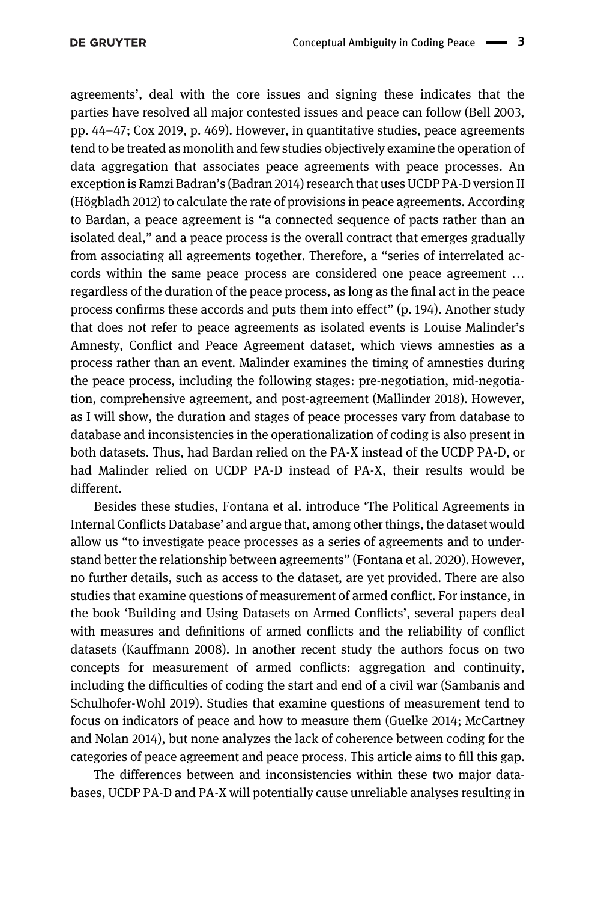agreements', deal with the core issues and signing these indicates that the parties have resolved all major contested issues and peace can follow (Bell 2003, pp. 44–47; Cox 2019, p. 469). However, in quantitative studies, peace agreements tend to be treated as monolith and few studies objectively examine the operation of data aggregation that associates peace agreements with peace processes. An exception is Ramzi Badran's (Badran 2014) research that uses UCDP PA-D version II (Högbladh 2012) to calculate the rate of provisions in peace agreements. According to Bardan, a peace agreement is "a connected sequence of pacts rather than an isolated deal," and a peace process is the overall contract that emerges gradually from associating all agreements together. Therefore, a "series of interrelated accords within the same peace process are considered one peace agreement … regardless of the duration of the peace process, as long as the final act in the peace process confirms these accords and puts them into effect" (p. 194). Another study that does not refer to peace agreements as isolated events is Louise Malinder's Amnesty, Conflict and Peace Agreement dataset, which views amnesties as a process rather than an event. Malinder examines the timing of amnesties during the peace process, including the following stages: pre-negotiation, mid-negotiation, comprehensive agreement, and post-agreement (Mallinder 2018). However, as I will show, the duration and stages of peace processes vary from database to database and inconsistencies in the operationalization of coding is also present in both datasets. Thus, had Bardan relied on the PA-X instead of the UCDP PA-D, or had Malinder relied on UCDP PA-D instead of PA-X, their results would be different.

Besides these studies, Fontana et al. introduce 'The Political Agreements in Internal Conflicts Database' and argue that, among other things, the dataset would allow us "to investigate peace processes as a series of agreements and to understand better the relationship between agreements" (Fontana et al. 2020). However, no further details, such as access to the dataset, are yet provided. There are also studies that examine questions of measurement of armed conflict. For instance, in the book 'Building and Using Datasets on Armed Conflicts', several papers deal with measures and definitions of armed conflicts and the reliability of conflict datasets (Kauffmann 2008). In another recent study the authors focus on two concepts for measurement of armed conflicts: aggregation and continuity, including the difficulties of coding the start and end of a civil war (Sambanis and Schulhofer-Wohl 2019). Studies that examine questions of measurement tend to focus on indicators of peace and how to measure them (Guelke 2014; McCartney and Nolan 2014), but none analyzes the lack of coherence between coding for the categories of peace agreement and peace process. This article aims to fill this gap.

The differences between and inconsistencies within these two major databases, UCDP PA-D and PA-X will potentially cause unreliable analyses resulting in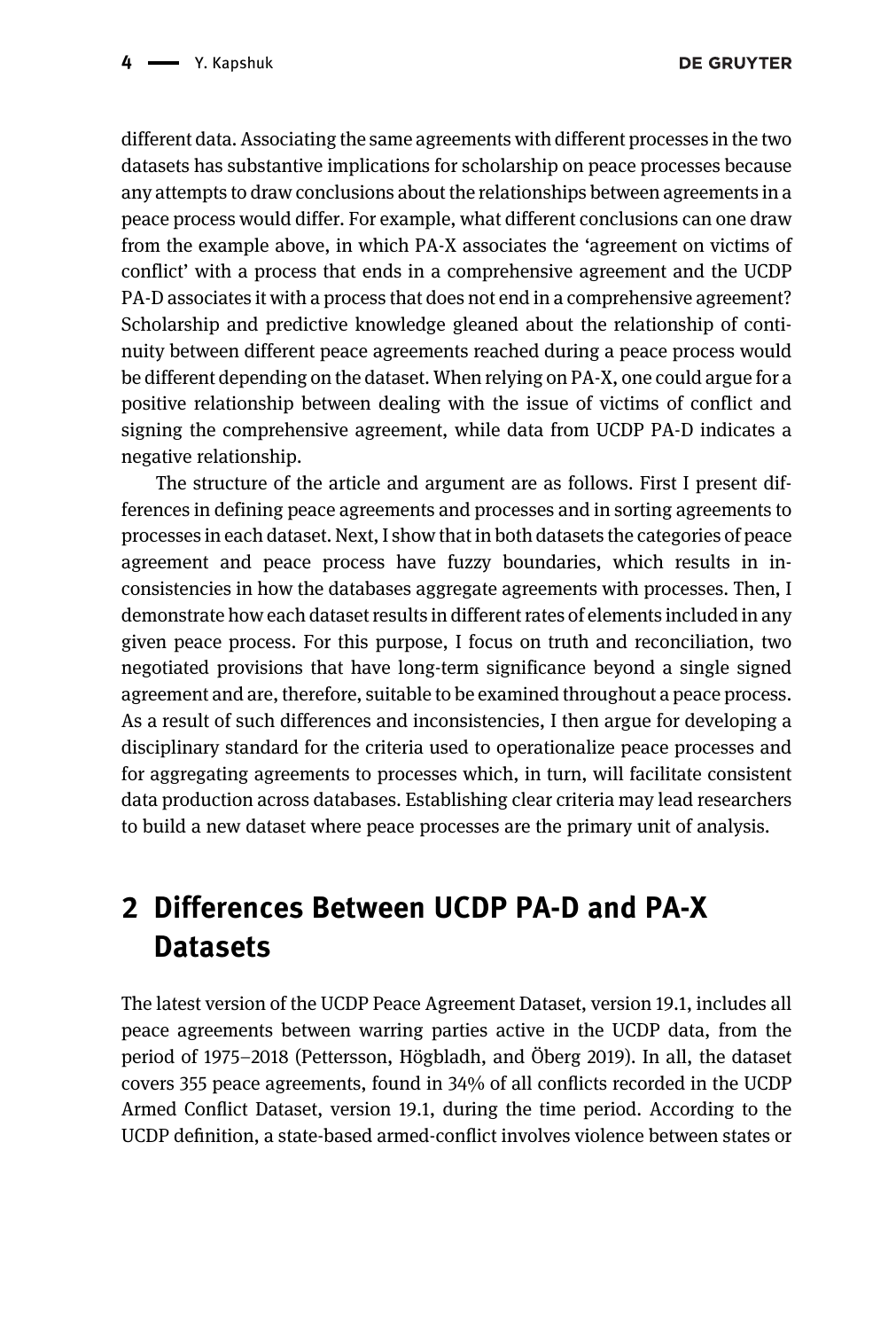different data. Associating the same agreements with different processes in the two datasets has substantive implications for scholarship on peace processes because any attempts to draw conclusions about the relationships between agreements in a peace process would differ. For example, what different conclusions can one draw from the example above, in which PA-X associates the 'agreement on victims of conflict' with a process that ends in a comprehensive agreement and the UCDP PA-D associates it with a process that does not end in a comprehensive agreement? Scholarship and predictive knowledge gleaned about the relationship of continuity between different peace agreements reached during a peace process would be different depending on the dataset. When relying on PA-X, one could argue for a positive relationship between dealing with the issue of victims of conflict and signing the comprehensive agreement, while data from UCDP PA-D indicates a negative relationship.

The structure of the article and argument are as follows. First I present differences in defining peace agreements and processes and in sorting agreements to processes in each dataset. Next, I show that in both datasets the categories of peace agreement and peace process have fuzzy boundaries, which results in inconsistencies in how the databases aggregate agreements with processes. Then, I demonstrate how each dataset results in different rates of elements included in any given peace process. For this purpose, I focus on truth and reconciliation, two negotiated provisions that have long-term significance beyond a single signed agreement and are, therefore, suitable to be examined throughout a peace process. As a result of such differences and inconsistencies, I then argue for developing a disciplinary standard for the criteria used to operationalize peace processes and for aggregating agreements to processes which, in turn, will facilitate consistent data production across databases. Establishing clear criteria may lead researchers to build a new dataset where peace processes are the primary unit of analysis.

## 2 Differences Between UCDP PA-D and PA-X Datasets

The latest version of the UCDP Peace Agreement Dataset, version 19.1, includes all peace agreements between warring parties active in the UCDP data, from the period of 1975–2018 (Pettersson, Högbladh, and Öberg 2019). In all, the dataset covers 355 peace agreements, found in 34% of all conflicts recorded in the UCDP Armed Conflict Dataset, version 19.1, during the time period. According to the UCDP definition, a state-based armed-conflict involves violence between states or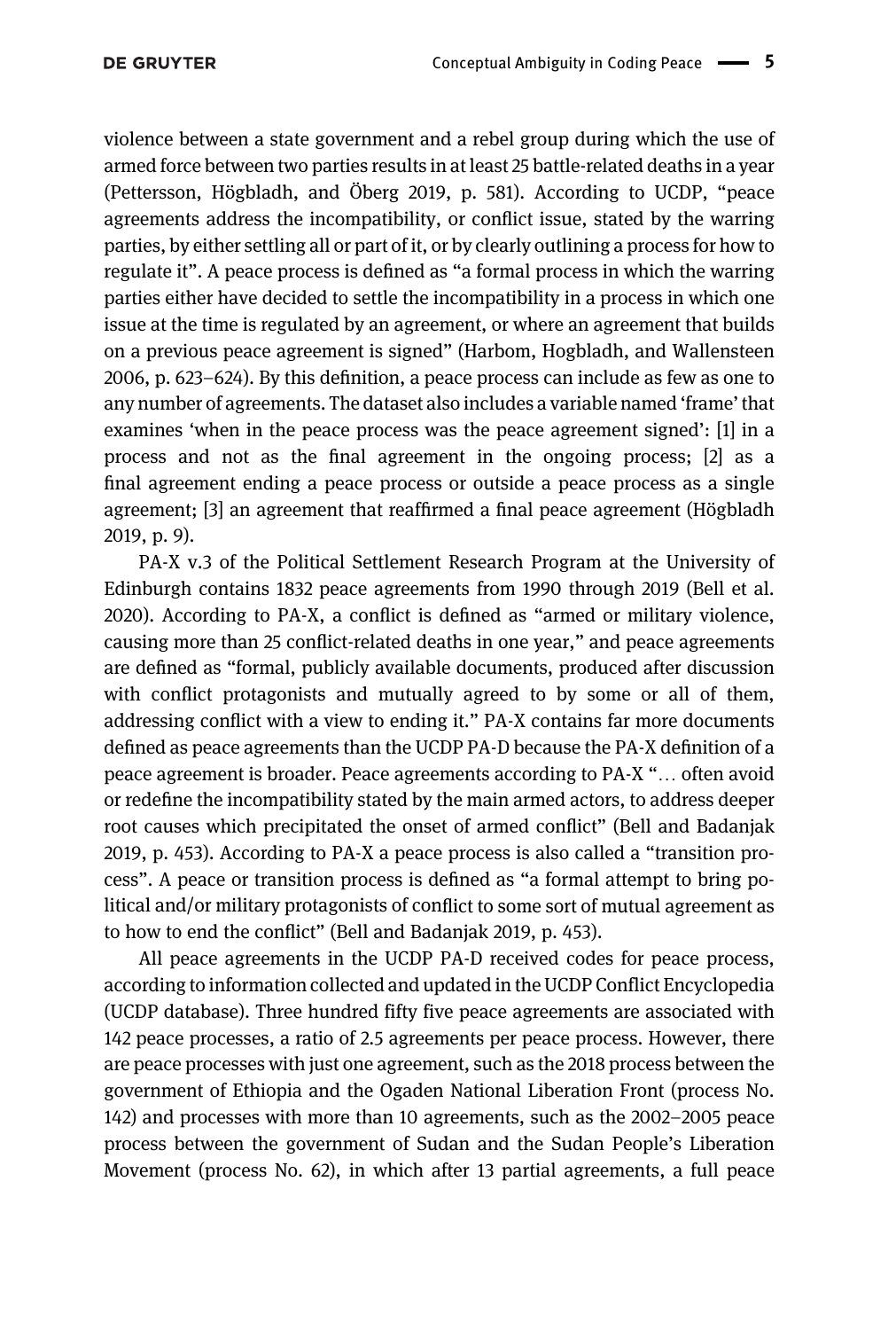violence between a state government and a rebel group during which the use of armed force between two parties results in at least 25 battle-related deaths in a year (Pettersson, Högbladh, and Öberg 2019, p. 581). According to UCDP, "peace agreements address the incompatibility, or conflict issue, stated by the warring parties, by either settling all or part of it, or by clearly outlining a process for how to regulate it". A peace process is defined as "a formal process in which the warring parties either have decided to settle the incompatibility in a process in which one issue at the time is regulated by an agreement, or where an agreement that builds on a previous peace agreement is signed" (Harbom, Hogbladh, and Wallensteen 2006, p. 623–624). By this definition, a peace process can include as few as one to any number of agreements. The dataset also includes a variable named 'frame' that examines 'when in the peace process was the peace agreement signed': [1] in a process and not as the final agreement in the ongoing process; [2] as a final agreement ending a peace process or outside a peace process as a single agreement; [3] an agreement that reaffirmed a final peace agreement (Högbladh 2019, p. 9).

PA-X v.3 of the Political Settlement Research Program at the University of Edinburgh contains 1832 peace agreements from 1990 through 2019 (Bell et al. 2020). According to PA-X, a conflict is defined as "armed or military violence, causing more than 25 conflict-related deaths in one year," and peace agreements are defined as "formal, publicly available documents, produced after discussion with conflict protagonists and mutually agreed to by some or all of them, addressing conflict with a view to ending it." PA-X contains far more documents defined as peace agreements than the UCDP PA-D because the PA-X definition of a peace agreement is broader. Peace agreements according to PA-X "… often avoid or redefine the incompatibility stated by the main armed actors, to address deeper root causes which precipitated the onset of armed conflict" (Bell and Badanjak 2019, p. 453). According to PA-X a peace process is also called a "transition process". A peace or transition process is defined as "a formal attempt to bring political and/or military protagonists of conflict to some sort of mutual agreement as to how to end the conflict" (Bell and Badanjak 2019, p. 453).

All peace agreements in the UCDP PA-D received codes for peace process, according to information collected and updated in the UCDP Conflict Encyclopedia (UCDP database). Three hundred fifty five peace agreements are associated with 142 peace processes, a ratio of 2.5 agreements per peace process. However, there are peace processes with just one agreement, such as the 2018 process between the government of Ethiopia and the Ogaden National Liberation Front (process No. 142) and processes with more than 10 agreements, such as the 2002–2005 peace process between the government of Sudan and the Sudan People's Liberation Movement (process No. 62), in which after 13 partial agreements, a full peace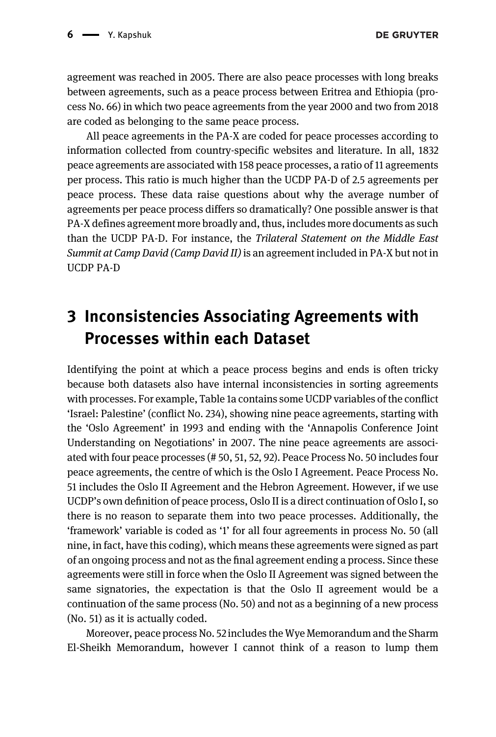agreement was reached in 2005. There are also peace processes with long breaks between agreements, such as a peace process between Eritrea and Ethiopia (process No. 66) in which two peace agreements from the year 2000 and two from 2018 are coded as belonging to the same peace process.

All peace agreements in the PA-X are coded for peace processes according to information collected from country-specific websites and literature. In all, 1832 peace agreements are associated with 158 peace processes, a ratio of 11 agreements per process. This ratio is much higher than the UCDP PA-D of 2.5 agreements per peace process. These data raise questions about why the average number of agreements per peace process differs so dramatically? One possible answer is that PA-X defines agreement more broadly and, thus, includes more documents as such than the UCDP PA-D. For instance, the *Trilateral Statement on the Middle East Summit at Camp David (Camp David II)* is an agreement included in PA-X but not in UCDP PA-D

## 3 Inconsistencies Associating Agreements with Processes within each Dataset

Identifying the point at which a peace process begins and ends is often tricky because both datasets also have internal inconsistencies in sorting agreements with processes. For example, Table 1a contains some UCDP variables of the conflict 'Israel: Palestine' (conflict No. 234), showing nine peace agreements, starting with the 'Oslo Agreement' in 1993 and ending with the 'Annapolis Conference Joint Understanding on Negotiations' in 2007. The nine peace agreements are associated with four peace processes (# 50, 51, 52, 92). Peace Process No. 50 includes four peace agreements, the centre of which is the Oslo I Agreement. Peace Process No. 51 includes the Oslo II Agreement and the Hebron Agreement. However, if we use UCDP's own definition of peace process, Oslo II is a direct continuation of Oslo I, so there is no reason to separate them into two peace processes. Additionally, the 'framework' variable is coded as '1' for all four agreements in process No. 50 (all nine, in fact, have this coding), which means these agreements were signed as part of an ongoing process and not as the final agreement ending a process. Since these agreements were still in force when the Oslo II Agreement was signed between the same signatories, the expectation is that the Oslo II agreement would be a continuation of the same process (No. 50) and not as a beginning of a new process (No. 51) as it is actually coded.

Moreover, peace process No. 52 includes the Wye Memorandum and the Sharm El-Sheikh Memorandum, however I cannot think of a reason to lump them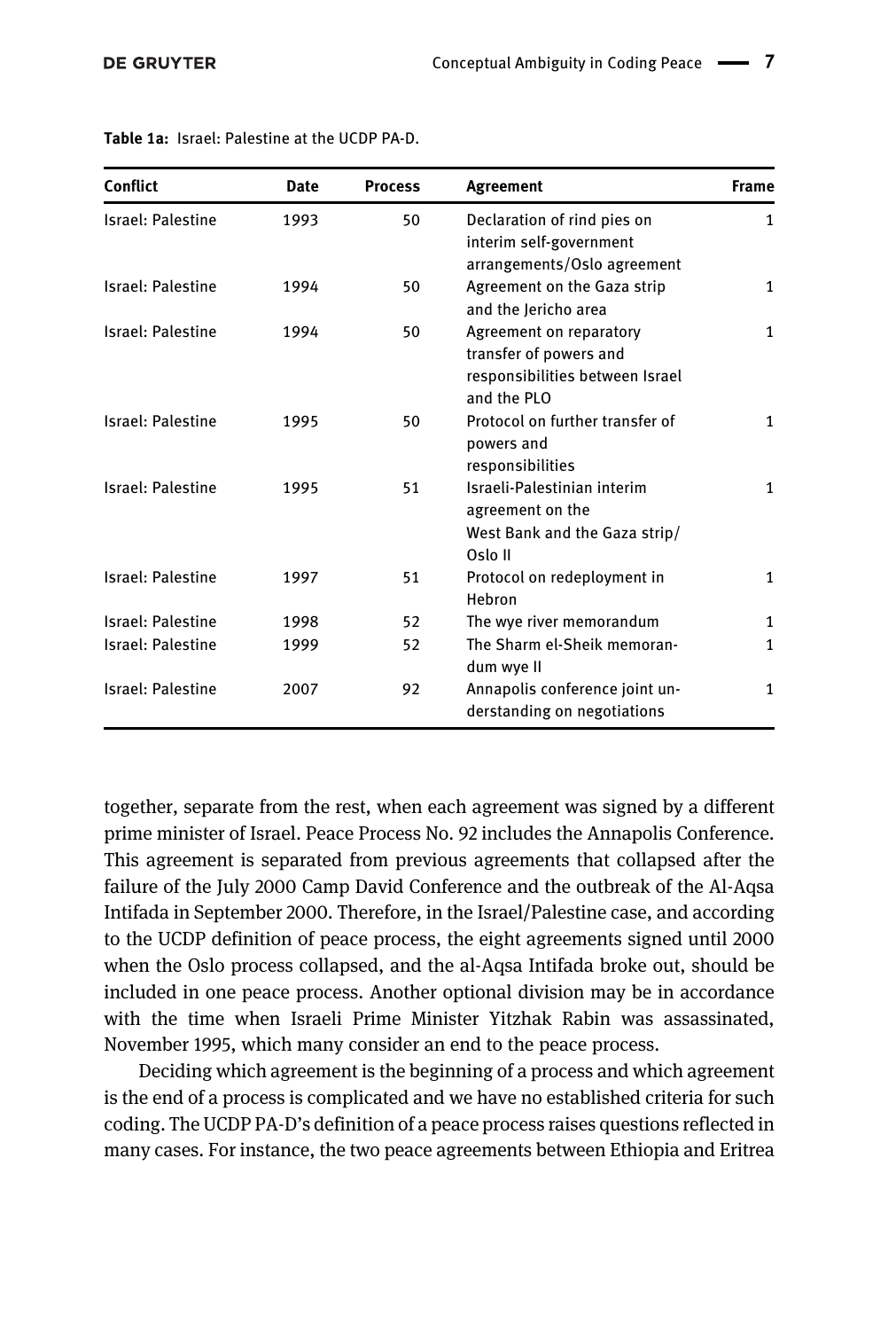**Table 1a:** Israel: Palestine at the UCDP PA-D.

| Conflict | Date | Process | Agreement | Frame |
|---|---|---|---|---|
| Israel: Palestine | 1993 | 50 | Declaration of rind pies on interim self-government arrangements/Oslo agreement | 1 |
| Israel: Palestine | 1994 | 50 | Agreement on the Gaza strip and the Jericho area | 1 |
| Israel: Palestine | 1994 | 50 | Agreement on reparatory transfer of powers and responsibilities between Israel and the PLO | 1 |
| Israel: Palestine | 1995 | 50 | Protocol on further transfer of powers and responsibilities | 1 |
| Israel: Palestine | 1995 | 51 | Israeli-Palestinian interim agreement on the West Bank and the Gaza strip/ Oslo II | 1 |
| Israel: Palestine | 1997 | 51 | Protocol on redeployment in Hebron | 1 |
| Israel: Palestine | 1998 | 52 | The wye river memorandum | 1 |
| Israel: Palestine | 1999 | 52 | The Sharm el-Sheik memorandum wye II | 1 |
| Israel: Palestine | 2007 | 92 | Annapolis conference joint understanding on negotiations | 1 |

together, separate from the rest, when each agreement was signed by a different prime minister of Israel. Peace Process No. 92 includes the Annapolis Conference. This agreement is separated from previous agreements that collapsed after the failure of the July 2000 Camp David Conference and the outbreak of the Al-Aqsa Intifada in September 2000. Therefore, in the Israel/Palestine case, and according to the UCDP definition of peace process, the eight agreements signed until 2000 when the Oslo process collapsed, and the al-Aqsa Intifada broke out, should be included in one peace process. Another optional division may be in accordance with the time when Israeli Prime Minister Yitzhak Rabin was assassinated, November 1995, which many consider an end to the peace process.

Deciding which agreement is the beginning of a process and which agreement is the end of a process is complicated and we have no established criteria for such coding. The UCDP PA-D's definition of a peace process raises questions reflected in many cases. For instance, the two peace agreements between Ethiopia and Eritrea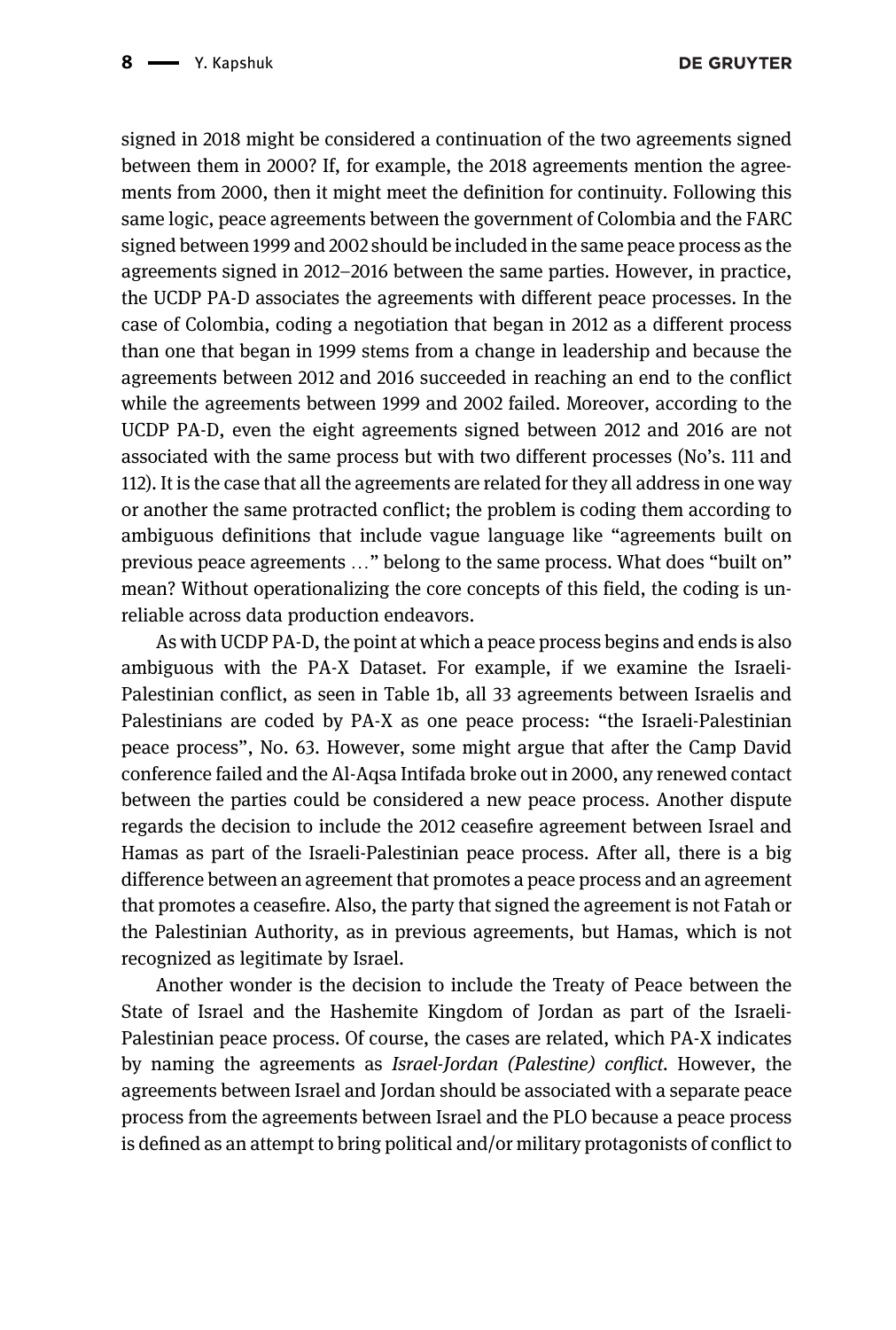signed in 2018 might be considered a continuation of the two agreements signed between them in 2000? If, for example, the 2018 agreements mention the agreements from 2000, then it might meet the definition for continuity. Following this same logic, peace agreements between the government of Colombia and the FARC signed between 1999 and 2002 should be included in the same peace process as the agreements signed in 2012–2016 between the same parties. However, in practice, the UCDP PA-D associates the agreements with different peace processes. In the case of Colombia, coding a negotiation that began in 2012 as a different process than one that began in 1999 stems from a change in leadership and because the agreements between 2012 and 2016 succeeded in reaching an end to the conflict while the agreements between 1999 and 2002 failed. Moreover, according to the UCDP PA-D, even the eight agreements signed between 2012 and 2016 are not associated with the same process but with two different processes (No's. 111 and 112). It is the case that all the agreements are related for they all address in one way or another the same protracted conflict; the problem is coding them according to ambiguous definitions that include vague language like "agreements built on previous peace agreements …" belong to the same process. What does "built on" mean? Without operationalizing the core concepts of this field, the coding is unreliable across data production endeavors.

As with UCDP PA-D, the point at which a peace process begins and ends is also ambiguous with the PA-X Dataset. For example, if we examine the Israeli-Palestinian conflict, as seen in Table 1b, all 33 agreements between Israelis and Palestinians are coded by PA-X as one peace process: "the Israeli-Palestinian peace process", No. 63. However, some might argue that after the Camp David conference failed and the Al-Aqsa Intifada broke out in 2000, any renewed contact between the parties could be considered a new peace process. Another dispute regards the decision to include the 2012 ceasefire agreement between Israel and Hamas as part of the Israeli-Palestinian peace process. After all, there is a big difference between an agreement that promotes a peace process and an agreement that promotes a ceasefire. Also, the party that signed the agreement is not Fatah or the Palestinian Authority, as in previous agreements, but Hamas, which is not recognized as legitimate by Israel.

Another wonder is the decision to include the Treaty of Peace between the State of Israel and the Hashemite Kingdom of Jordan as part of the Israeli-Palestinian peace process. Of course, the cases are related, which PA-X indicates by naming the agreements as *Israel-Jordan (Palestine) conflict*. However, the agreements between Israel and Jordan should be associated with a separate peace process from the agreements between Israel and the PLO because a peace process is defined as an attempt to bring political and/or military protagonists of conflict to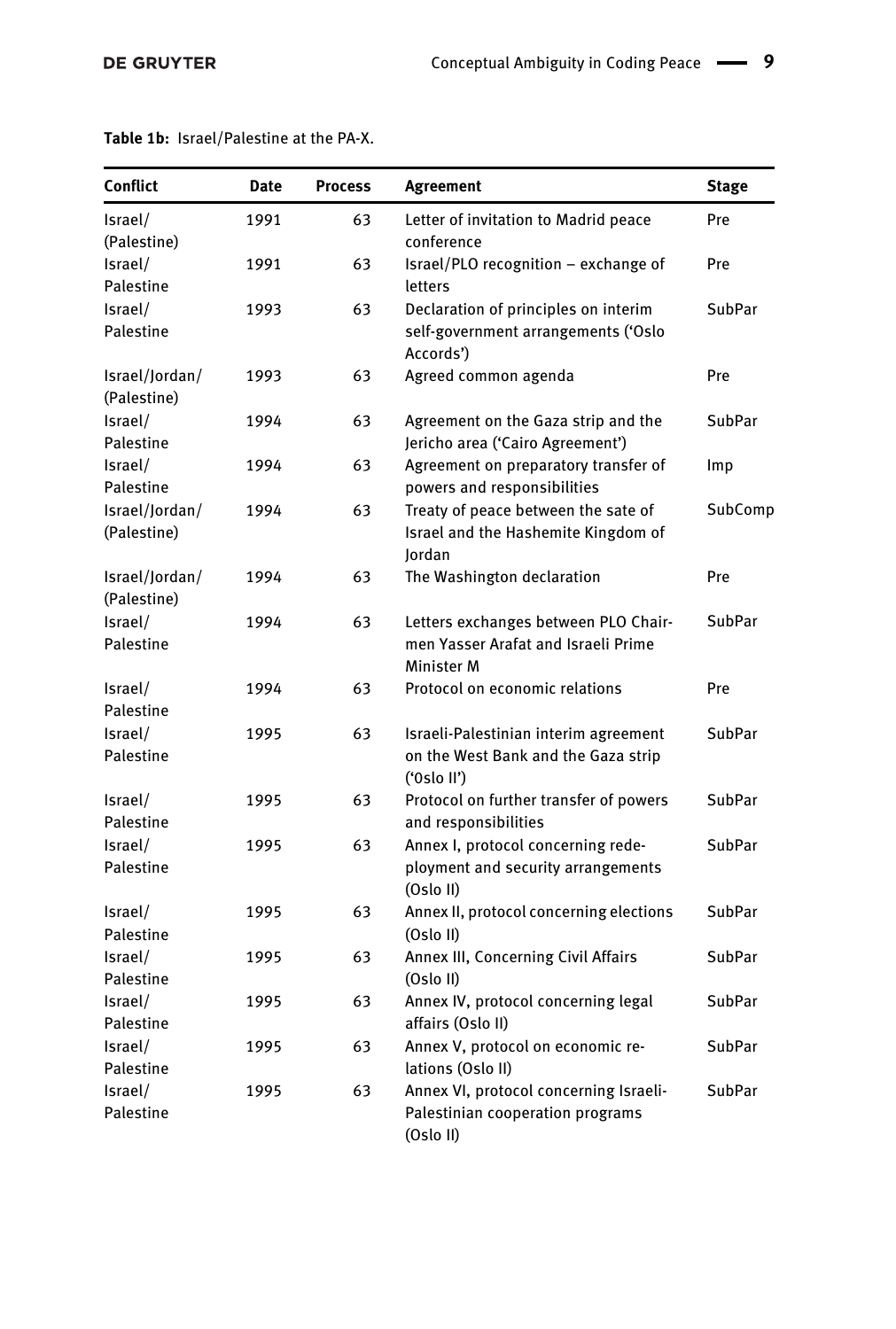**Table 1b:** Israel/Palestine at the PA-X.

| Conflict | Date | Process | Agreement | Stage |
|---|---|---|---|---|
| Israel/ (Palestine) | 1991 | 63 | Letter of invitation to Madrid peace conference | Pre |
| Israel/ Palestine | 1991 | 63 | Israel/PLO recognition – exchange of letters | Pre |
| Israel/ Palestine | 1993 | 63 | Declaration of principles on interim self-government arrangements ('Oslo Accords') | SubPar |
| Israel/Jordan/ (Palestine) | 1993 | 63 | Agreed common agenda | Pre |
| Israel/ Palestine | 1994 | 63 | Agreement on the Gaza strip and the Jericho area ('Cairo Agreement') | SubPar |
| Israel/ Palestine | 1994 | 63 | Agreement on preparatory transfer of powers and responsibilities | Imp |
| Israel/Jordan/ (Palestine) | 1994 | 63 | Treaty of peace between the sate of Israel and the Hashemite Kingdom of Jordan | SubComp |
| Israel/Jordan/ (Palestine) | 1994 | 63 | The Washington declaration | Pre |
| Israel/ Palestine | 1994 | 63 | Letters exchanges between PLO Chairmen Yasser Arafat and Israeli Prime Minister M | SubPar |
| Israel/ Palestine | 1994 | 63 | Protocol on economic relations | Pre |
| Israel/ Palestine | 1995 | 63 | Israeli-Palestinian interim agreement on the West Bank and the Gaza strip ('Oslo II') | SubPar |
| Israel/ Palestine | 1995 | 63 | Protocol on further transfer of powers and responsibilities | SubPar |
| Israel/ Palestine | 1995 | 63 | Annex I, protocol concerning redeployment and security arrangements (Oslo II) | SubPar |
| Israel/ Palestine | 1995 | 63 | Annex II, protocol concerning elections (Oslo II) | SubPar |
| Israel/ Palestine | 1995 | 63 | Annex III, Concerning Civil Affairs (Oslo II) | SubPar |
| Israel/ Palestine | 1995 | 63 | Annex IV, protocol concerning legal affairs (Oslo II) | SubPar |
| Israel/ Palestine | 1995 | 63 | Annex V, protocol on economic relations (Oslo II) | SubPar |
| Israel/ Palestine | 1995 | 63 | Annex VI, protocol concerning Israeli-Palestinian cooperation programs (Oslo II) | SubPar |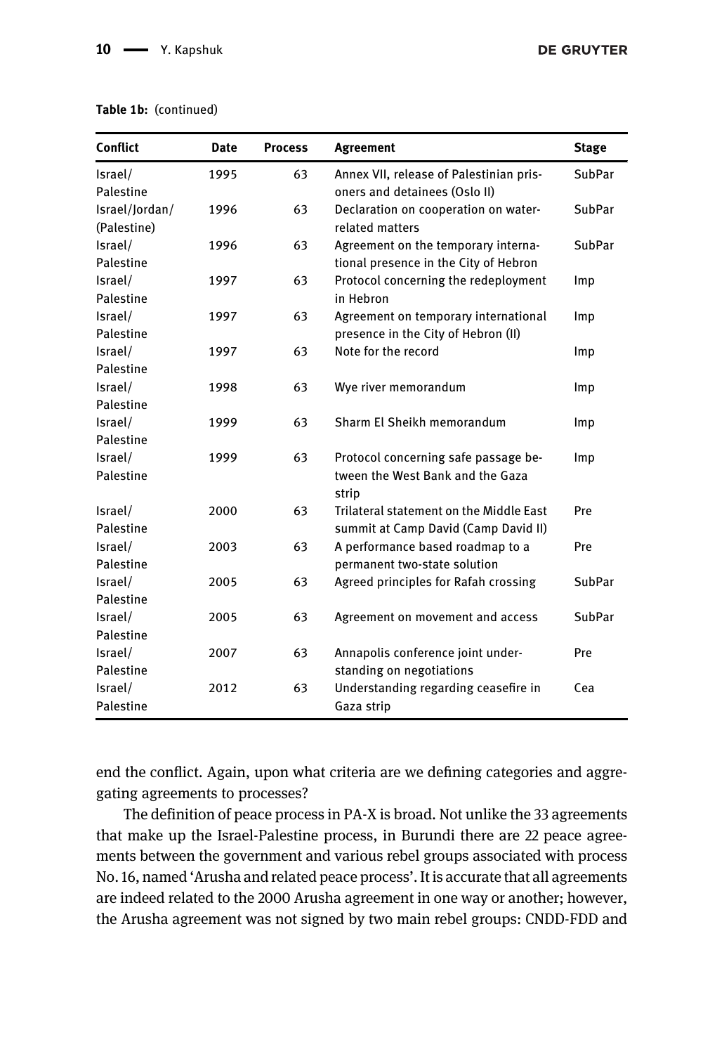**Table 1b:** (continued)

| Conflict | Date | Process | Agreement | Stage |
|---|---|---|---|---|
| Israel/ Palestine | 1995 | 63 | Annex VII, release of Palestinian prisoners and detainees (Oslo II) | SubPar |
| Israel/Jordan/ (Palestine) | 1996 | 63 | Declaration on cooperation on water-related matters | SubPar |
| Israel/ Palestine | 1996 | 63 | Agreement on the temporary international presence in the City of Hebron | SubPar |
| Israel/ Palestine | 1997 | 63 | Protocol concerning the redeployment in Hebron | Imp |
| Israel/ Palestine | 1997 | 63 | Agreement on temporary international presence in the City of Hebron (II) | Imp |
| Israel/ Palestine | 1997 | 63 | Note for the record | Imp |
| Israel/ Palestine | 1998 | 63 | Wye river memorandum | Imp |
| Israel/ Palestine | 1999 | 63 | Sharm El Sheikh memorandum | Imp |
| Israel/ Palestine | 1999 | 63 | Protocol concerning safe passage between the West Bank and the Gaza strip | Imp |
| Israel/ Palestine | 2000 | 63 | Trilateral statement on the Middle East summit at Camp David (Camp David II) | Pre |
| Israel/ Palestine | 2003 | 63 | A performance based roadmap to a permanent two-state solution | Pre |
| Israel/ Palestine | 2005 | 63 | Agreed principles for Rafah crossing | SubPar |
| Israel/ Palestine | 2005 | 63 | Agreement on movement and access | SubPar |
| Israel/ Palestine | 2007 | 63 | Annapolis conference joint understanding on negotiations | Pre |
| Israel/ Palestine | 2012 | 63 | Understanding regarding ceasefire in Gaza strip | Cea |

end the conflict. Again, upon what criteria are we defining categories and aggregating agreements to processes?

The definition of peace process in PA-X is broad. Not unlike the 33 agreements that make up the Israel-Palestine process, in Burundi there are 22 peace agreements between the government and various rebel groups associated with process No. 16, named 'Arusha and related peace process'. It is accurate that all agreements are indeed related to the 2000 Arusha agreement in one way or another; however, the Arusha agreement was not signed by two main rebel groups: CNDD-FDD and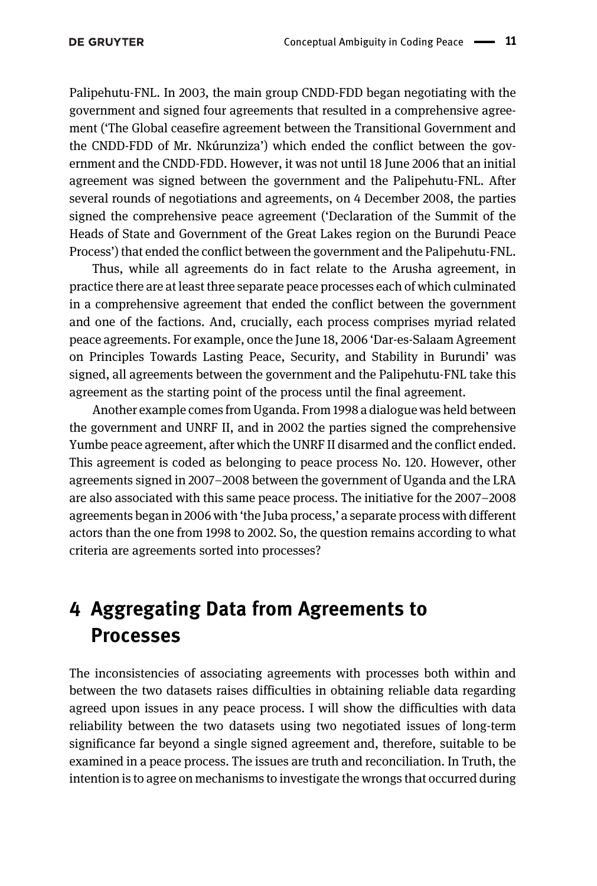Palipehutu-FNL. In 2003, the main group CNDD-FDD began negotiating with the government and signed four agreements that resulted in a comprehensive agreement ('The Global ceasefire agreement between the Transitional Government and the CNDD-FDD of Mr. Nkúrunziza') which ended the conflict between the government and the CNDD-FDD. However, it was not until 18 June 2006 that an initial agreement was signed between the government and the Palipehutu-FNL. After several rounds of negotiations and agreements, on 4 December 2008, the parties signed the comprehensive peace agreement ('Declaration of the Summit of the Heads of State and Government of the Great Lakes region on the Burundi Peace Process') that ended the conflict between the government and the Palipehutu-FNL.

Thus, while all agreements do in fact relate to the Arusha agreement, in practice there are at least three separate peace processes each of which culminated in a comprehensive agreement that ended the conflict between the government and one of the factions. And, crucially, each process comprises myriad related peace agreements. For example, once the June 18, 2006 'Dar-es-Salaam Agreement on Principles Towards Lasting Peace, Security, and Stability in Burundi' was signed, all agreements between the government and the Palipehutu-FNL take this agreement as the starting point of the process until the final agreement.

Another example comes from Uganda. From 1998 a dialogue was held between the government and UNRF II, and in 2002 the parties signed the comprehensive Yumbe peace agreement, after which the UNRF II disarmed and the conflict ended. This agreement is coded as belonging to peace process No. 120. However, other agreements signed in 2007–2008 between the government of Uganda and the LRA are also associated with this same peace process. The initiative for the 2007–2008 agreements began in 2006 with 'the Juba process,' a separate process with different actors than the one from 1998 to 2002. So, the question remains according to what criteria are agreements sorted into processes?

# 4 Aggregating Data from Agreements to Processes

The inconsistencies of associating agreements with processes both within and between the two datasets raises difficulties in obtaining reliable data regarding agreed upon issues in any peace process. I will show the difficulties with data reliability between the two datasets using two negotiated issues of long-term significance far beyond a single signed agreement and, therefore, suitable to be examined in a peace process. The issues are truth and reconciliation. In Truth, the intention is to agree on mechanisms to investigate the wrongs that occurred during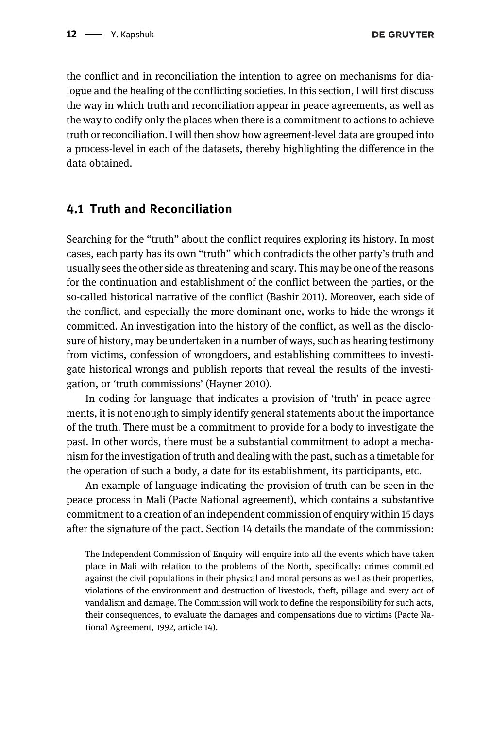the conflict and in reconciliation the intention to agree on mechanisms for dialogue and the healing of the conflicting societies. In this section, I will first discuss the way in which truth and reconciliation appear in peace agreements, as well as the way to codify only the places when there is a commitment to actions to achieve truth or reconciliation. I will then show how agreement-level data are grouped into a process-level in each of the datasets, thereby highlighting the difference in the data obtained.

## 4.1 Truth and Reconciliation

Searching for the "truth" about the conflict requires exploring its history. In most cases, each party has its own "truth" which contradicts the other party's truth and usually sees the other side as threatening and scary. This may be one of the reasons for the continuation and establishment of the conflict between the parties, or the so-called historical narrative of the conflict (Bashir 2011). Moreover, each side of the conflict, and especially the more dominant one, works to hide the wrongs it committed. An investigation into the history of the conflict, as well as the disclosure of history, may be undertaken in a number of ways, such as hearing testimony from victims, confession of wrongdoers, and establishing committees to investigate historical wrongs and publish reports that reveal the results of the investigation, or 'truth commissions' (Hayner 2010).

In coding for language that indicates a provision of 'truth' in peace agreements, it is not enough to simply identify general statements about the importance of the truth. There must be a commitment to provide for a body to investigate the past. In other words, there must be a substantial commitment to adopt a mechanism for the investigation of truth and dealing with the past, such as a timetable for the operation of such a body, a date for its establishment, its participants, etc.

An example of language indicating the provision of truth can be seen in the peace process in Mali (Pacte National agreement), which contains a substantive commitment to a creation of an independent commission of enquiry within 15 days after the signature of the pact. Section 14 details the mandate of the commission:

> The Independent Commission of Enquiry will enquire into all the events which have taken place in Mali with relation to the problems of the North, specifically: crimes committed against the civil populations in their physical and moral persons as well as their properties, violations of the environment and destruction of livestock, theft, pillage and every act of vandalism and damage. The Commission will work to define the responsibility for such acts, their consequences, to evaluate the damages and compensations due to victims (Pacte National Agreement, 1992, article 14).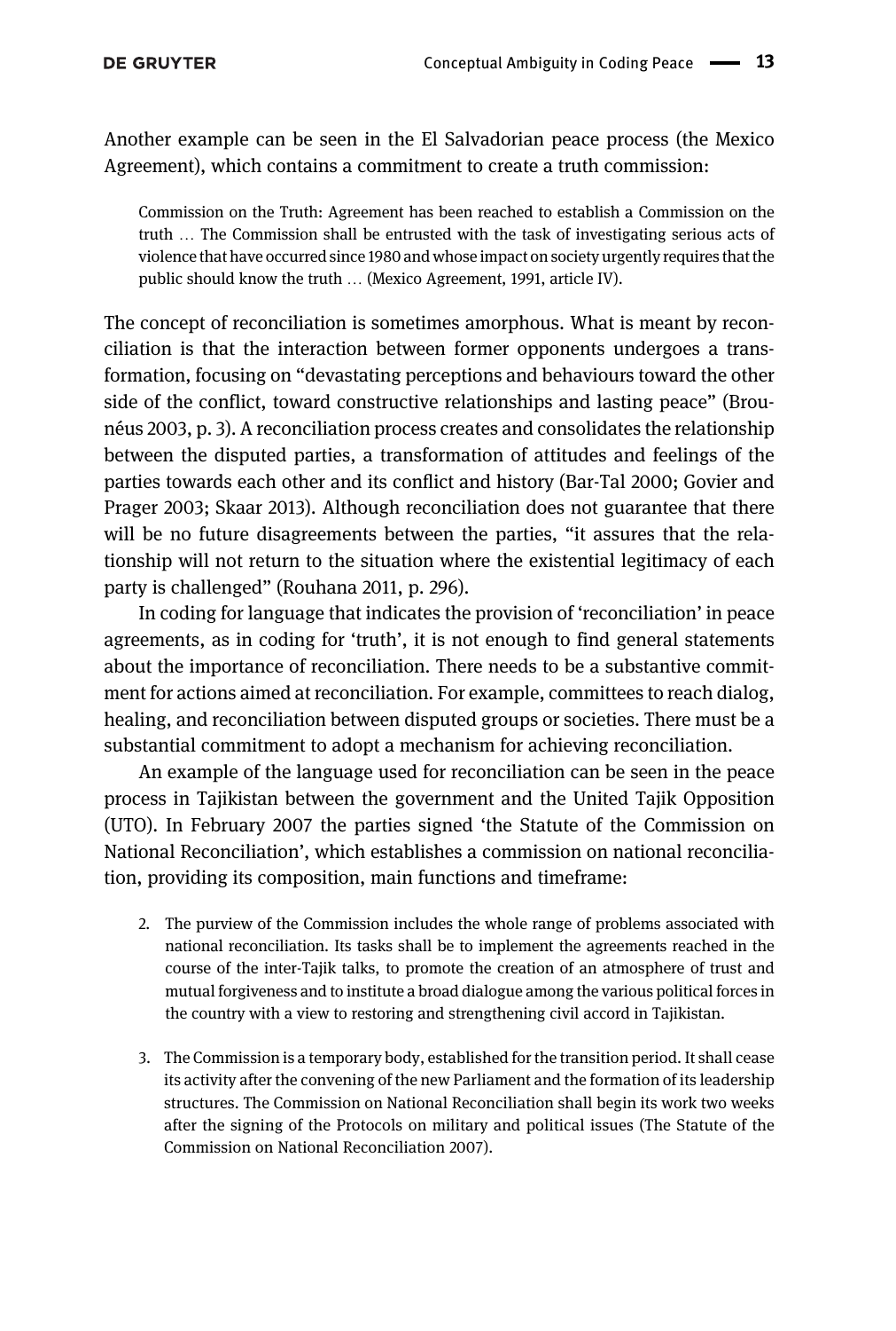Another example can be seen in the El Salvadorian peace process (the Mexico Agreement), which contains a commitment to create a truth commission:

> Commission on the Truth: Agreement has been reached to establish a Commission on the truth … The Commission shall be entrusted with the task of investigating serious acts of violence that have occurred since 1980 and whose impact on society urgently requires that the public should know the truth … (Mexico Agreement, 1991, article IV).

The concept of reconciliation is sometimes amorphous. What is meant by reconciliation is that the interaction between former opponents undergoes a transformation, focusing on "devastating perceptions and behaviours toward the other side of the conflict, toward constructive relationships and lasting peace" (Brounéus 2003, p. 3). A reconciliation process creates and consolidates the relationship between the disputed parties, a transformation of attitudes and feelings of the parties towards each other and its conflict and history (Bar-Tal 2000; Govier and Prager 2003; Skaar 2013). Although reconciliation does not guarantee that there will be no future disagreements between the parties, "it assures that the relationship will not return to the situation where the existential legitimacy of each party is challenged" (Rouhana 2011, p. 296).

In coding for language that indicates the provision of 'reconciliation' in peace agreements, as in coding for 'truth', it is not enough to find general statements about the importance of reconciliation. There needs to be a substantive commitment for actions aimed at reconciliation. For example, committees to reach dialog, healing, and reconciliation between disputed groups or societies. There must be a substantial commitment to adopt a mechanism for achieving reconciliation.

An example of the language used for reconciliation can be seen in the peace process in Tajikistan between the government and the United Tajik Opposition (UTO). In February 2007 the parties signed 'the Statute of the Commission on National Reconciliation', which establishes a commission on national reconciliation, providing its composition, main functions and timeframe:

> 2. The purview of the Commission includes the whole range of problems associated with national reconciliation. Its tasks shall be to implement the agreements reached in the course of the inter-Tajik talks, to promote the creation of an atmosphere of trust and mutual forgiveness and to institute a broad dialogue among the various political forces in the country with a view to restoring and strengthening civil accord in Tajikistan.
>
> 3. The Commission is a temporary body, established for the transition period. It shall cease its activity after the convening of the new Parliament and the formation of its leadership structures. The Commission on National Reconciliation shall begin its work two weeks after the signing of the Protocols on military and political issues (The Statute of the Commission on National Reconciliation 2007).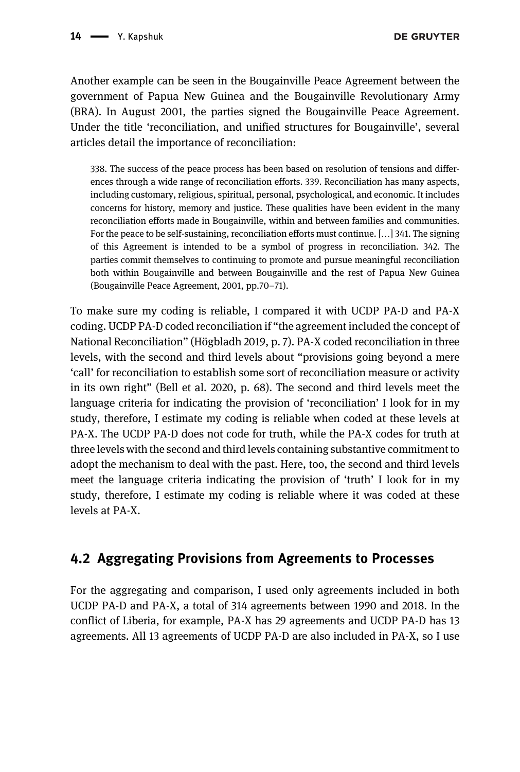Another example can be seen in the Bougainville Peace Agreement between the government of Papua New Guinea and the Bougainville Revolutionary Army (BRA). In August 2001, the parties signed the Bougainville Peace Agreement. Under the title 'reconciliation, and unified structures for Bougainville', several articles detail the importance of reconciliation:

> 338. The success of the peace process has been based on resolution of tensions and differences through a wide range of reconciliation efforts. 339. Reconciliation has many aspects, including customary, religious, spiritual, personal, psychological, and economic. It includes concerns for history, memory and justice. These qualities have been evident in the many reconciliation efforts made in Bougainville, within and between families and communities. For the peace to be self-sustaining, reconciliation efforts must continue. [...] 341. The signing of this Agreement is intended to be a symbol of progress in reconciliation. 342. The parties commit themselves to continuing to promote and pursue meaningful reconciliation both within Bougainville and between Bougainville and the rest of Papua New Guinea (Bougainville Peace Agreement, 2001, pp.70–71).

To make sure my coding is reliable, I compared it with UCDP PA-D and PA-X coding. UCDP PA-D coded reconciliation if "the agreement included the concept of National Reconciliation" (Högbladh 2019, p. 7). PA-X coded reconciliation in three levels, with the second and third levels about "provisions going beyond a mere 'call' for reconciliation to establish some sort of reconciliation measure or activity in its own right" (Bell et al. 2020, p. 68). The second and third levels meet the language criteria for indicating the provision of 'reconciliation' I look for in my study, therefore, I estimate my coding is reliable when coded at these levels at PA-X. The UCDP PA-D does not code for truth, while the PA-X codes for truth at three levels with the second and third levels containing substantive commitment to adopt the mechanism to deal with the past. Here, too, the second and third levels meet the language criteria indicating the provision of 'truth' I look for in my study, therefore, I estimate my coding is reliable where it was coded at these levels at PA-X.

## 4.2 Aggregating Provisions from Agreements to Processes

For the aggregating and comparison, I used only agreements included in both UCDP PA-D and PA-X, a total of 314 agreements between 1990 and 2018. In the conflict of Liberia, for example, PA-X has 29 agreements and UCDP PA-D has 13 agreements. All 13 agreements of UCDP PA-D are also included in PA-X, so I use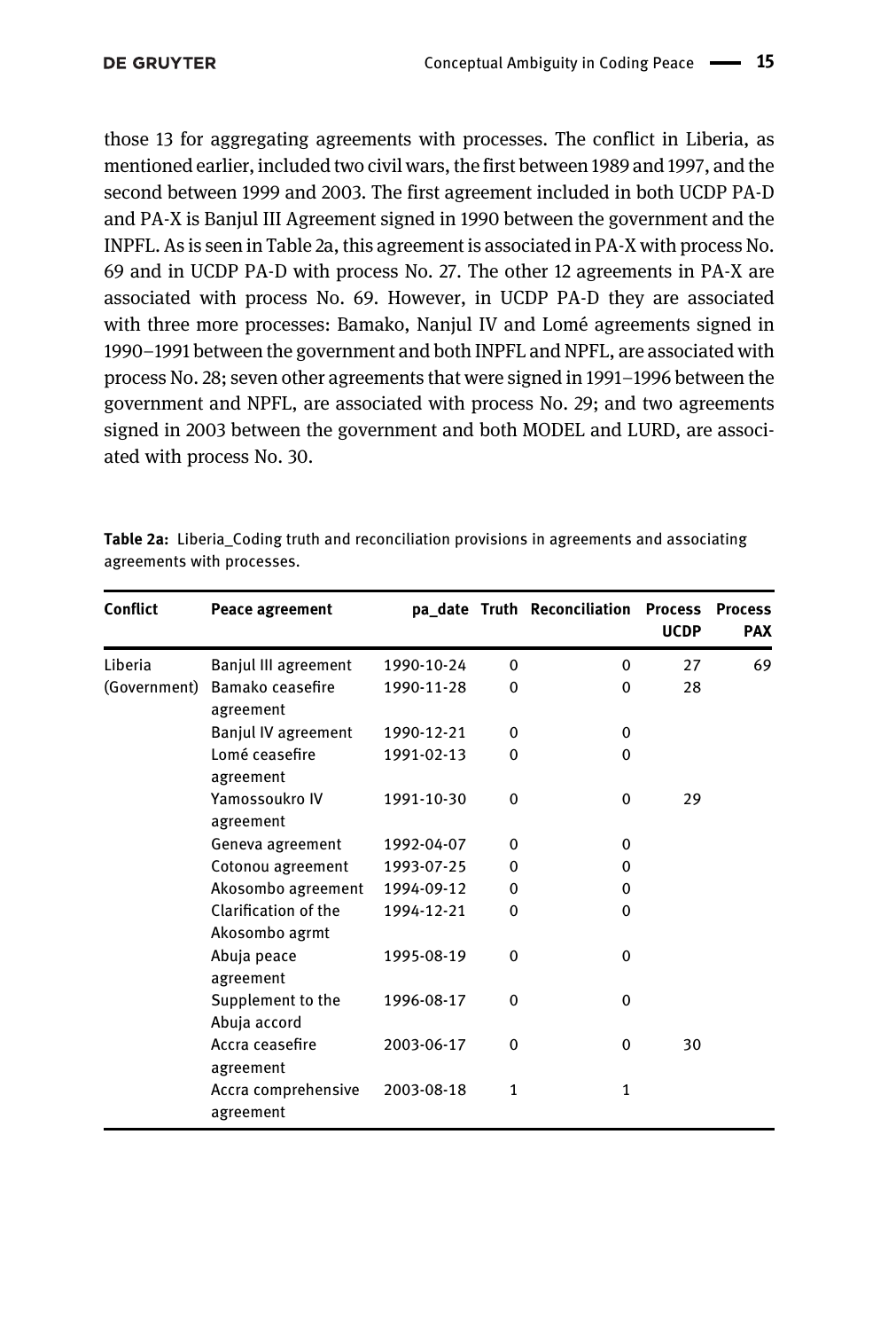those 13 for aggregating agreements with processes. The conflict in Liberia, as mentioned earlier, included two civil wars, the first between 1989 and 1997, and the second between 1999 and 2003. The first agreement included in both UCDP PA-D and PA-X is Banjul III Agreement signed in 1990 between the government and the INPFL. As is seen in Table 2a, this agreement is associated in PA-X with process No. 69 and in UCDP PA-D with process No. 27. The other 12 agreements in PA-X are associated with process No. 69. However, in UCDP PA-D they are associated with three more processes: Bamako, Nanjul IV and Lomé agreements signed in 1990–1991 between the government and both INPFL and NPFL, are associated with process No. 28; seven other agreements that were signed in 1991–1996 between the government and NPFL, are associated with process No. 29; and two agreements signed in 2003 between the government and both MODEL and LURD, are associated with process No. 30.

**Table 2a:** Liberia_Coding truth and reconciliation provisions in agreements and associating agreements with processes.

| Conflict | Peace agreement | pa_date | Truth | Reconciliation | Process UCDP | Process PAX |
|---|---|---|---|---|---|---|
| Liberia (Government) | Banjul III agreement | 1990-10-24 | 0 | 0 | 27 | 69 |
| | Bamako ceasefire agreement | 1990-11-28 | 0 | 0 | 28 | |
| | Banjul IV agreement | 1990-12-21 | 0 | 0 | | |
| | Lomé ceasefire agreement | 1991-02-13 | 0 | 0 | | |
| | Yamossoukro IV agreement | 1991-10-30 | 0 | 0 | 29 | |
| | Geneva agreement | 1992-04-07 | 0 | 0 | | |
| | Cotonou agreement | 1993-07-25 | 0 | 0 | | |
| | Akosombo agreement | 1994-09-12 | 0 | 0 | | |
| | Clarification of the Akosombo agrmt | 1994-12-21 | 0 | 0 | | |
| | Abuja peace agreement | 1995-08-19 | 0 | 0 | | |
| | Supplement to the Abuja accord | 1996-08-17 | 0 | 0 | | |
| | Accra ceasefire agreement | 2003-06-17 | 0 | 0 | 30 | |
| | Accra comprehensive agreement | 2003-08-18 | 1 | 1 | | |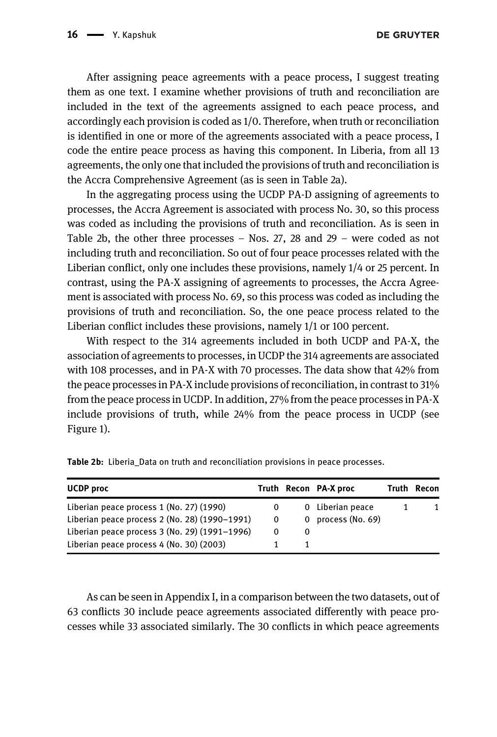After assigning peace agreements with a peace process, I suggest treating them as one text. I examine whether provisions of truth and reconciliation are included in the text of the agreements assigned to each peace process, and accordingly each provision is coded as 1/0. Therefore, when truth or reconciliation is identified in one or more of the agreements associated with a peace process, I code the entire peace process as having this component. In Liberia, from all 13 agreements, the only one that included the provisions of truth and reconciliation is the Accra Comprehensive Agreement (as is seen in Table 2a).

In the aggregating process using the UCDP PA-D assigning of agreements to processes, the Accra Agreement is associated with process No. 30, so this process was coded as including the provisions of truth and reconciliation. As is seen in Table 2b, the other three processes – Nos. 27, 28 and 29 – were coded as not including truth and reconciliation. So out of four peace processes related with the Liberian conflict, only one includes these provisions, namely 1/4 or 25 percent. In contrast, using the PA-X assigning of agreements to processes, the Accra Agreement is associated with process No. 69, so this process was coded as including the provisions of truth and reconciliation. So, the one peace process related to the Liberian conflict includes these provisions, namely 1/1 or 100 percent.

With respect to the 314 agreements included in both UCDP and PA-X, the association of agreements to processes, in UCDP the 314 agreements are associated with 108 processes, and in PA-X with 70 processes. The data show that 42% from the peace processes in PA-X include provisions of reconciliation, in contrast to 31% from the peace process in UCDP. In addition, 27% from the peace processes in PA-X include provisions of truth, while 24% from the peace process in UCDP (see Figure 1).

**Table 2b:** Liberia_Data on truth and reconciliation provisions in peace processes.

| UCDP proc | Truth | Recon | PA-X proc | Truth | Recon |
|---|---|---|---|---|---|
| Liberian peace process 1 (No. 27) (1990) | 0 | 0 | Liberian peace process (No. 69) | 1 | 1 |
| Liberian peace process 2 (No. 28) (1990–1991) | 0 | 0 | | | |
| Liberian peace process 3 (No. 29) (1991–1996) | 0 | 0 | | | |
| Liberian peace process 4 (No. 30) (2003) | 1 | 1 | | | |

As can be seen in Appendix I, in a comparison between the two datasets, out of 63 conflicts 30 include peace agreements associated differently with peace processes while 33 associated similarly. The 30 conflicts in which peace agreements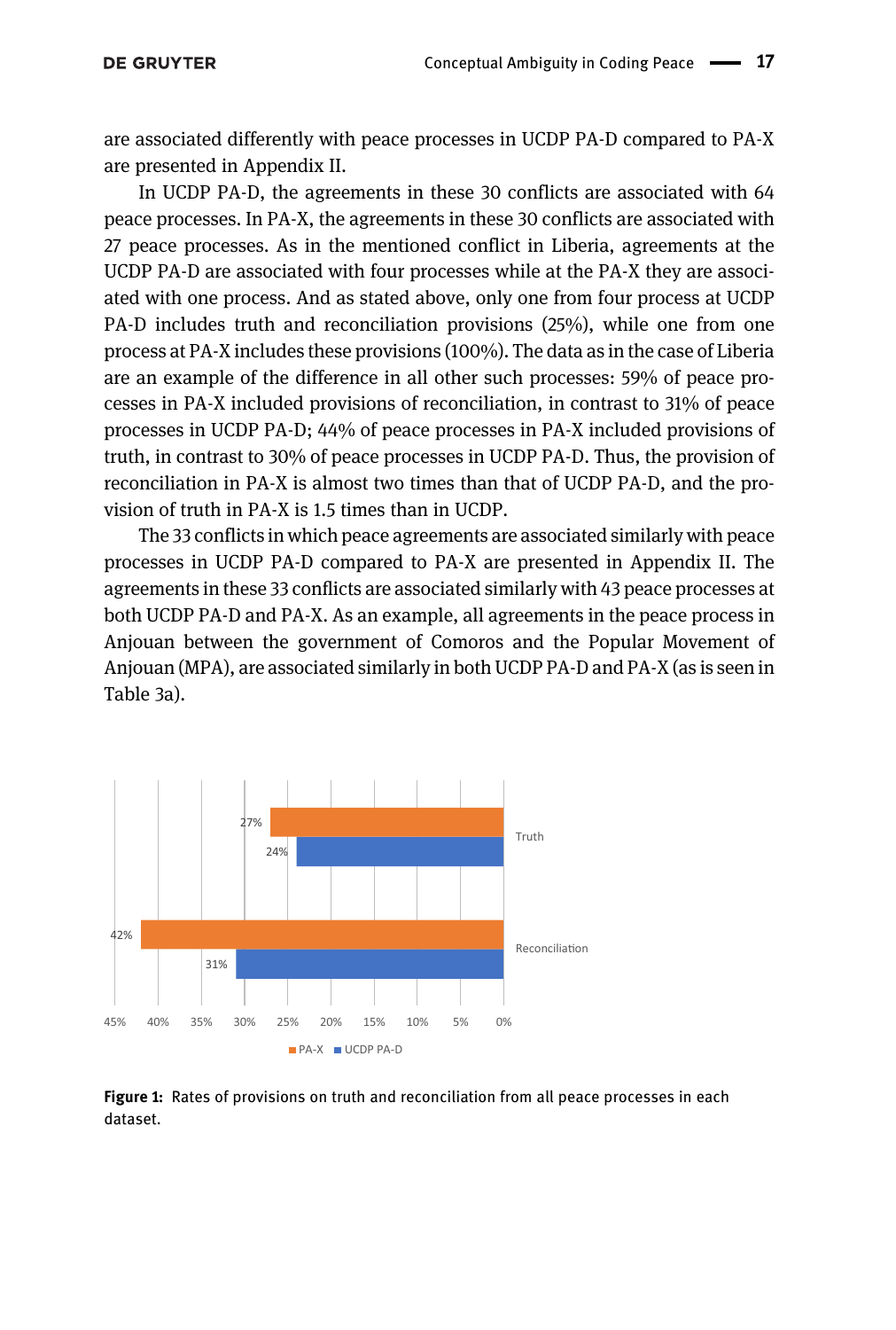are associated differently with peace processes in UCDP PA-D compared to PA-X are presented in Appendix II.

In UCDP PA-D, the agreements in these 30 conflicts are associated with 64 peace processes. In PA-X, the agreements in these 30 conflicts are associated with 27 peace processes. As in the mentioned conflict in Liberia, agreements at the UCDP PA-D are associated with four processes while at the PA-X they are associated with one process. And as stated above, only one from four process at UCDP PA-D includes truth and reconciliation provisions (25%), while one from one process at PA-X includes these provisions (100%). The data as in the case of Liberia are an example of the difference in all other such processes: 59% of peace processes in PA-X included provisions of reconciliation, in contrast to 31% of peace processes in UCDP PA-D; 44% of peace processes in PA-X included provisions of truth, in contrast to 30% of peace processes in UCDP PA-D. Thus, the provision of reconciliation in PA-X is almost two times than that of UCDP PA-D, and the provision of truth in PA-X is 1.5 times than in UCDP.

The 33 conflicts in which peace agreements are associated similarly with peace processes in UCDP PA-D compared to PA-X are presented in Appendix II. The agreements in these 33 conflicts are associated similarly with 43 peace processes at both UCDP PA-D and PA-X. As an example, all agreements in the peace process in Anjouan between the government of Comoros and the Popular Movement of Anjouan (MPA), are associated similarly in both UCDP PA-D and PA-X (as is seen in Table 3a).

**Figure 1:** Rates of provisions on truth and reconciliation from all peace processes in each dataset.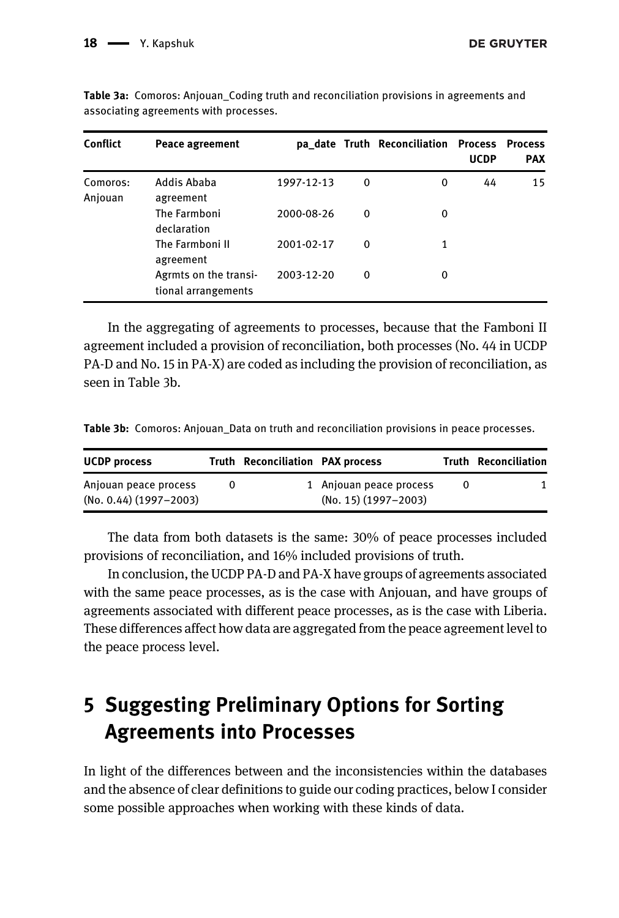**Table 3a:** Comoros: Anjouan_Coding truth and reconciliation provisions in agreements and associating agreements with processes.

| Conflict | Peace agreement | pa_date | Truth | Reconciliation | Process UCDP | Process PAX |
|---|---|---|---|---|---|---|
| Comoros: Anjouan | Addis Ababa agreement | 1997-12-13 | 0 | 0 | 44 | 15 |
| | The Farmboni declaration | 2000-08-26 | 0 | 0 | | |
| | The Farmboni II agreement | 2001-02-17 | 0 | 1 | | |
| | Agrmts on the transitional arrangements | 2003-12-20 | 0 | 0 | | |

In the aggregating of agreements to processes, because that the Famboni II agreement included a provision of reconciliation, both processes (No. 44 in UCDP PA-D and No. 15 in PA-X) are coded as including the provision of reconciliation, as seen in Table 3b.

**Table 3b:** Comoros: Anjouan_Data on truth and reconciliation provisions in peace processes.

| UCDP process | Truth | Reconciliation | PAX process | Truth | Reconciliation |
|---|---|---|---|---|---|
| Anjouan peace process (No. 0.44) (1997–2003) | 0 | 1 | Anjouan peace process (No. 15) (1997–2003) | 0 | 1 |

The data from both datasets is the same: 30% of peace processes included provisions of reconciliation, and 16% included provisions of truth.

In conclusion, the UCDP PA-D and PA-X have groups of agreements associated with the same peace processes, as is the case with Anjouan, and have groups of agreements associated with different peace processes, as is the case with Liberia. These differences affect how data are aggregated from the peace agreement level to the peace process level.

## 5 Suggesting Preliminary Options for Sorting Agreements into Processes

In light of the differences between and the inconsistencies within the databases and the absence of clear definitions to guide our coding practices, below I consider some possible approaches when working with these kinds of data.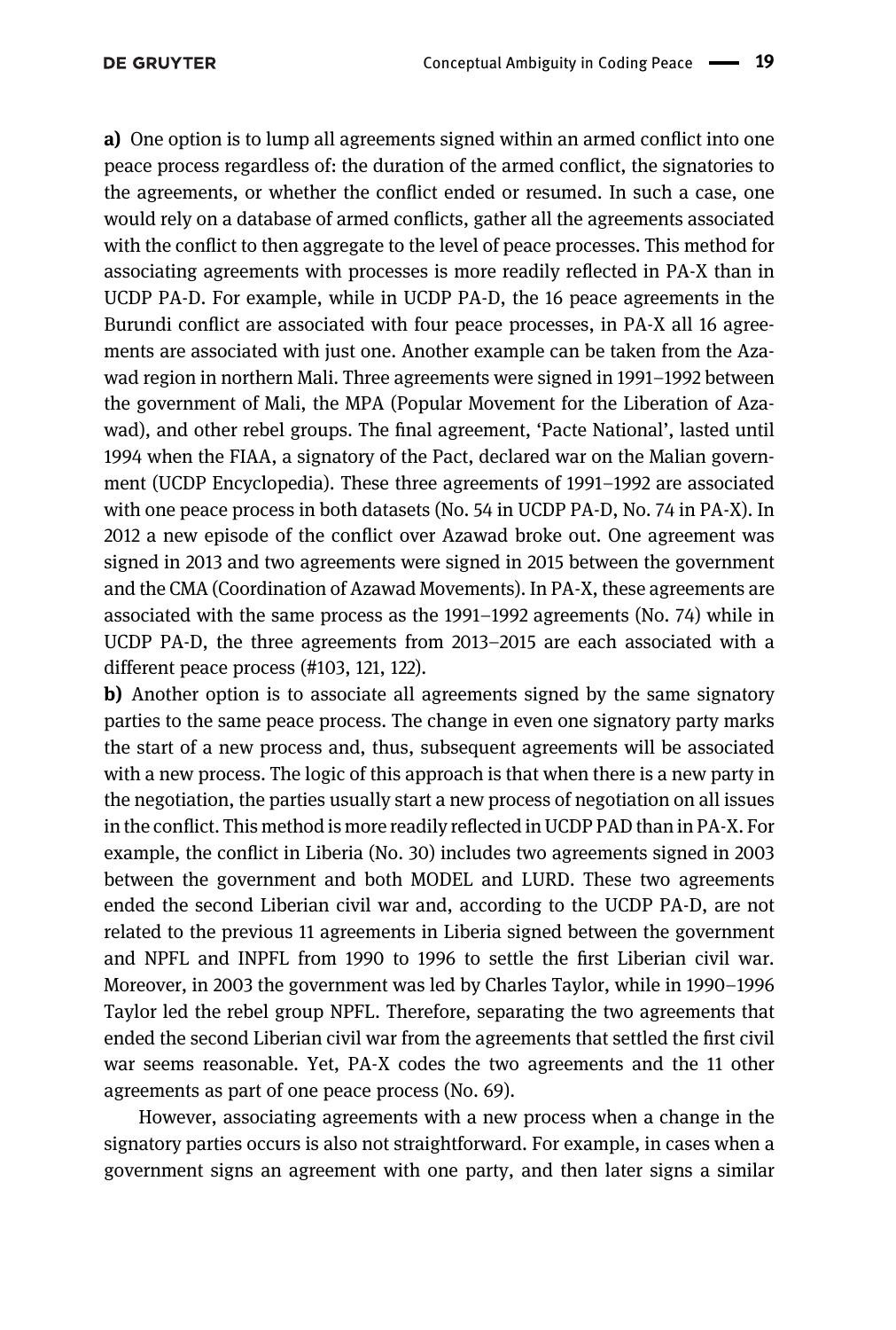**a)** One option is to lump all agreements signed within an armed conflict into one peace process regardless of: the duration of the armed conflict, the signatories to the agreements, or whether the conflict ended or resumed. In such a case, one would rely on a database of armed conflicts, gather all the agreements associated with the conflict to then aggregate to the level of peace processes. This method for associating agreements with processes is more readily reflected in PA-X than in UCDP PA-D. For example, while in UCDP PA-D, the 16 peace agreements in the Burundi conflict are associated with four peace processes, in PA-X all 16 agreements are associated with just one. Another example can be taken from the Azawad region in northern Mali. Three agreements were signed in 1991–1992 between the government of Mali, the MPA (Popular Movement for the Liberation of Azawad), and other rebel groups. The final agreement, 'Pacte National', lasted until 1994 when the FIAA, a signatory of the Pact, declared war on the Malian government (UCDP Encyclopedia). These three agreements of 1991–1992 are associated with one peace process in both datasets (No. 54 in UCDP PA-D, No. 74 in PA-X). In 2012 a new episode of the conflict over Azawad broke out. One agreement was signed in 2013 and two agreements were signed in 2015 between the government and the CMA (Coordination of Azawad Movements). In PA-X, these agreements are associated with the same process as the 1991–1992 agreements (No. 74) while in UCDP PA-D, the three agreements from 2013–2015 are each associated with a different peace process (#103, 121, 122).

**b)** Another option is to associate all agreements signed by the same signatory parties to the same peace process. The change in even one signatory party marks the start of a new process and, thus, subsequent agreements will be associated with a new process. The logic of this approach is that when there is a new party in the negotiation, the parties usually start a new process of negotiation on all issues in the conflict. This method is more readily reflected in UCDP PAD than in PA-X. For example, the conflict in Liberia (No. 30) includes two agreements signed in 2003 between the government and both MODEL and LURD. These two agreements ended the second Liberian civil war and, according to the UCDP PA-D, are not related to the previous 11 agreements in Liberia signed between the government and NPFL and INPFL from 1990 to 1996 to settle the first Liberian civil war. Moreover, in 2003 the government was led by Charles Taylor, while in 1990–1996 Taylor led the rebel group NPFL. Therefore, separating the two agreements that ended the second Liberian civil war from the agreements that settled the first civil war seems reasonable. Yet, PA-X codes the two agreements and the 11 other agreements as part of one peace process (No. 69).

However, associating agreements with a new process when a change in the signatory parties occurs is also not straightforward. For example, in cases when a government signs an agreement with one party, and then later signs a similar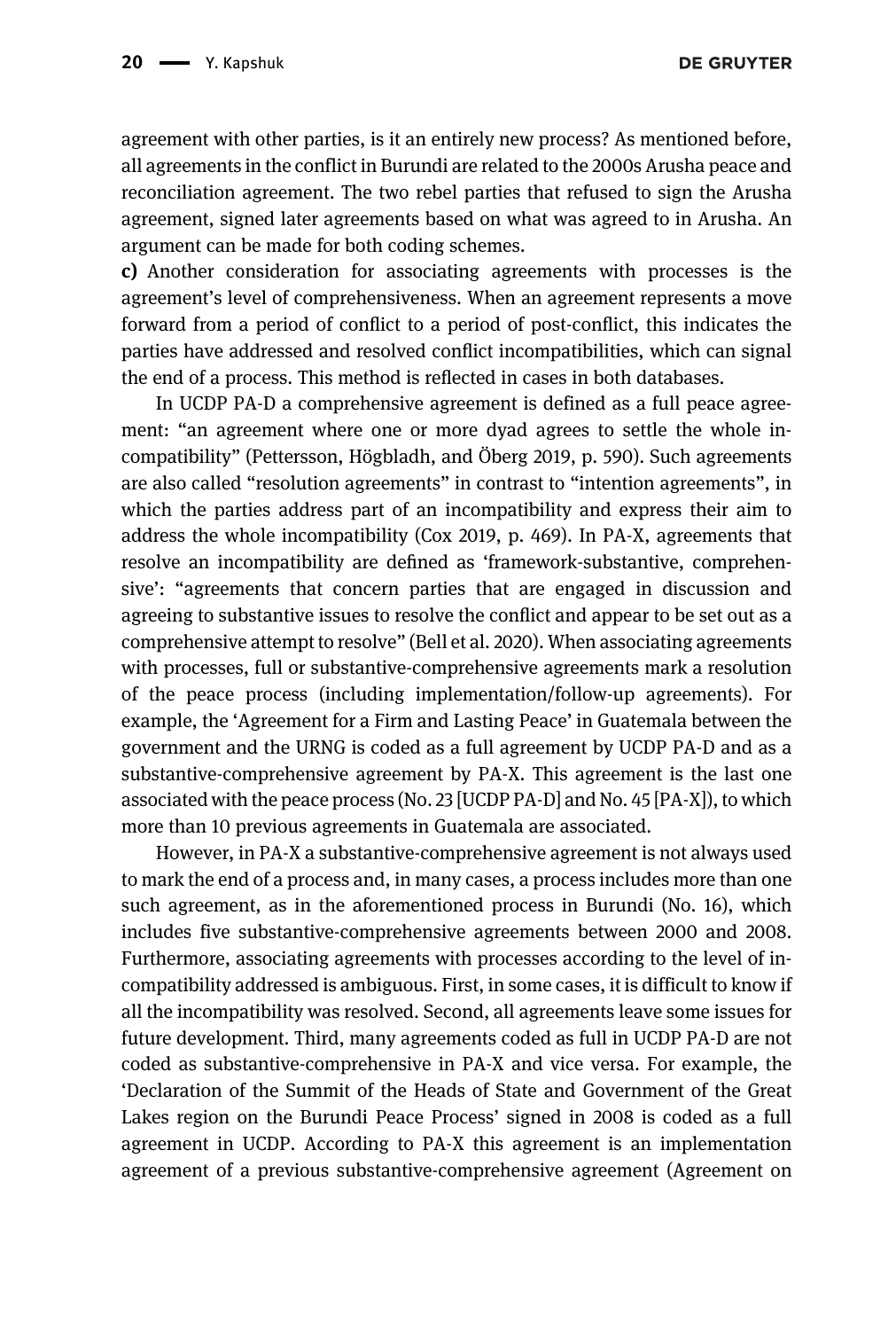agreement with other parties, is it an entirely new process? As mentioned before, all agreements in the conflict in Burundi are related to the 2000s Arusha peace and reconciliation agreement. The two rebel parties that refused to sign the Arusha agreement, signed later agreements based on what was agreed to in Arusha. An argument can be made for both coding schemes.

**c)** Another consideration for associating agreements with processes is the agreement's level of comprehensiveness. When an agreement represents a move forward from a period of conflict to a period of post-conflict, this indicates the parties have addressed and resolved conflict incompatibilities, which can signal the end of a process. This method is reflected in cases in both databases.

In UCDP PA-D a comprehensive agreement is defined as a full peace agreement: "an agreement where one or more dyad agrees to settle the whole incompatibility" (Pettersson, Högbladh, and Öberg 2019, p. 590). Such agreements are also called "resolution agreements" in contrast to "intention agreements", in which the parties address part of an incompatibility and express their aim to address the whole incompatibility (Cox 2019, p. 469). In PA-X, agreements that resolve an incompatibility are defined as 'framework-substantive, comprehensive': "agreements that concern parties that are engaged in discussion and agreeing to substantive issues to resolve the conflict and appear to be set out as a comprehensive attempt to resolve" (Bell et al. 2020). When associating agreements with processes, full or substantive-comprehensive agreements mark a resolution of the peace process (including implementation/follow-up agreements). For example, the 'Agreement for a Firm and Lasting Peace' in Guatemala between the government and the URNG is coded as a full agreement by UCDP PA-D and as a substantive-comprehensive agreement by PA-X. This agreement is the last one associated with the peace process (No. 23 [UCDP PA-D] and No. 45 [PA-X]), to which more than 10 previous agreements in Guatemala are associated.

However, in PA-X a substantive-comprehensive agreement is not always used to mark the end of a process and, in many cases, a process includes more than one such agreement, as in the aforementioned process in Burundi (No. 16), which includes five substantive-comprehensive agreements between 2000 and 2008. Furthermore, associating agreements with processes according to the level of incompatibility addressed is ambiguous. First, in some cases, it is difficult to know if all the incompatibility was resolved. Second, all agreements leave some issues for future development. Third, many agreements coded as full in UCDP PA-D are not coded as substantive-comprehensive in PA-X and vice versa. For example, the 'Declaration of the Summit of the Heads of State and Government of the Great Lakes region on the Burundi Peace Process' signed in 2008 is coded as a full agreement in UCDP. According to PA-X this agreement is an implementation agreement of a previous substantive-comprehensive agreement (Agreement on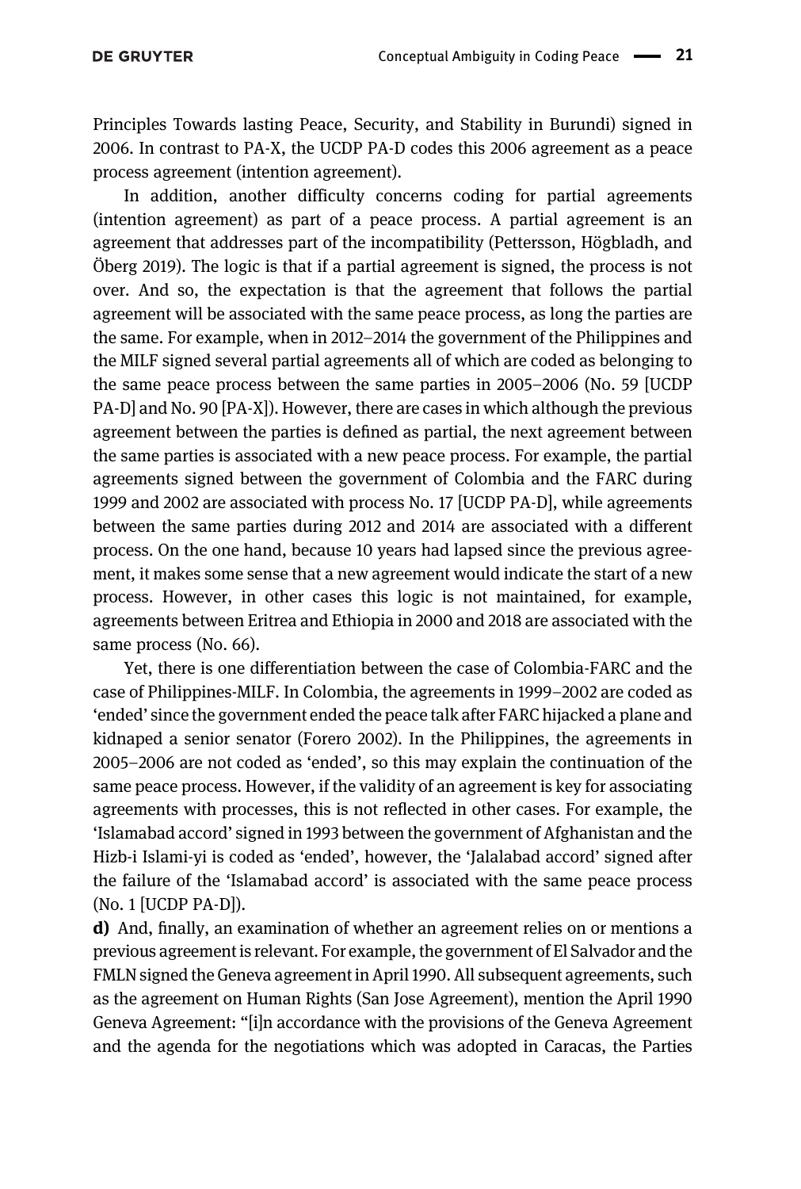Principles Towards lasting Peace, Security, and Stability in Burundi) signed in 2006. In contrast to PA-X, the UCDP PA-D codes this 2006 agreement as a peace process agreement (intention agreement).

In addition, another difficulty concerns coding for partial agreements (intention agreement) as part of a peace process. A partial agreement is an agreement that addresses part of the incompatibility (Pettersson, Högbladh, and Öberg 2019). The logic is that if a partial agreement is signed, the process is not over. And so, the expectation is that the agreement that follows the partial agreement will be associated with the same peace process, as long the parties are the same. For example, when in 2012–2014 the government of the Philippines and the MILF signed several partial agreements all of which are coded as belonging to the same peace process between the same parties in 2005–2006 (No. 59 [UCDP PA-D] and No. 90 [PA-X]). However, there are cases in which although the previous agreement between the parties is defined as partial, the next agreement between the same parties is associated with a new peace process. For example, the partial agreements signed between the government of Colombia and the FARC during 1999 and 2002 are associated with process No. 17 [UCDP PA-D], while agreements between the same parties during 2012 and 2014 are associated with a different process. On the one hand, because 10 years had lapsed since the previous agreement, it makes some sense that a new agreement would indicate the start of a new process. However, in other cases this logic is not maintained, for example, agreements between Eritrea and Ethiopia in 2000 and 2018 are associated with the same process (No. 66).

Yet, there is one differentiation between the case of Colombia-FARC and the case of Philippines-MILF. In Colombia, the agreements in 1999–2002 are coded as 'ended' since the government ended the peace talk after FARC hijacked a plane and kidnaped a senior senator (Forero 2002). In the Philippines, the agreements in 2005–2006 are not coded as 'ended', so this may explain the continuation of the same peace process. However, if the validity of an agreement is key for associating agreements with processes, this is not reflected in other cases. For example, the 'Islamabad accord' signed in 1993 between the government of Afghanistan and the Hizb-i Islami-yi is coded as 'ended', however, the 'Jalalabad accord' signed after the failure of the 'Islamabad accord' is associated with the same peace process (No. 1 [UCDP PA-D]).

**d)** And, finally, an examination of whether an agreement relies on or mentions a previous agreement is relevant. For example, the government of El Salvador and the FMLN signed the Geneva agreement in April 1990. All subsequent agreements, such as the agreement on Human Rights (San Jose Agreement), mention the April 1990 Geneva Agreement: "[i]n accordance with the provisions of the Geneva Agreement and the agenda for the negotiations which was adopted in Caracas, the Parties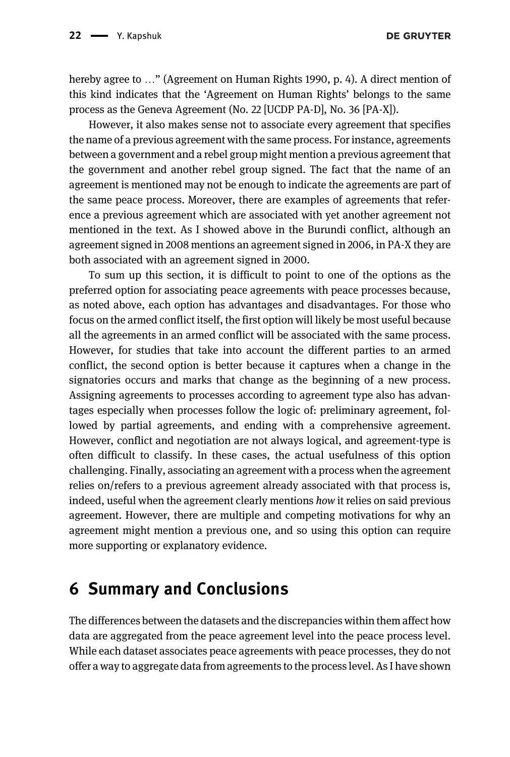hereby agree to ..." (Agreement on Human Rights 1990, p. 4). A direct mention of this kind indicates that the 'Agreement on Human Rights' belongs to the same process as the Geneva Agreement (No. 22 [UCDP PA-D], No. 36 [PA-X]).

However, it also makes sense not to associate every agreement that specifies the name of a previous agreement with the same process. For instance, agreements between a government and a rebel group might mention a previous agreement that the government and another rebel group signed. The fact that the name of an agreement is mentioned may not be enough to indicate the agreements are part of the same peace process. Moreover, there are examples of agreements that reference a previous agreement which are associated with yet another agreement not mentioned in the text. As I showed above in the Burundi conflict, although an agreement signed in 2008 mentions an agreement signed in 2006, in PA-X they are both associated with an agreement signed in 2000.

To sum up this section, it is difficult to point to one of the options as the preferred option for associating peace agreements with peace processes because, as noted above, each option has advantages and disadvantages. For those who focus on the armed conflict itself, the first option will likely be most useful because all the agreements in an armed conflict will be associated with the same process. However, for studies that take into account the different parties to an armed conflict, the second option is better because it captures when a change in the signatories occurs and marks that change as the beginning of a new process. Assigning agreements to processes according to agreement type also has advantages especially when processes follow the logic of: preliminary agreement, followed by partial agreements, and ending with a comprehensive agreement. However, conflict and negotiation are not always logical, and agreement-type is often difficult to classify. In these cases, the actual usefulness of this option challenging. Finally, associating an agreement with a process when the agreement relies on/refers to a previous agreement already associated with that process is, indeed, useful when the agreement clearly mentions *how* it relies on said previous agreement. However, there are multiple and competing motivations for why an agreement might mention a previous one, and so using this option can require more supporting or explanatory evidence.

## 6 Summary and Conclusions

The differences between the datasets and the discrepancies within them affect how data are aggregated from the peace agreement level into the peace process level. While each dataset associates peace agreements with peace processes, they do not offer a way to aggregate data from agreements to the process level. As I have shown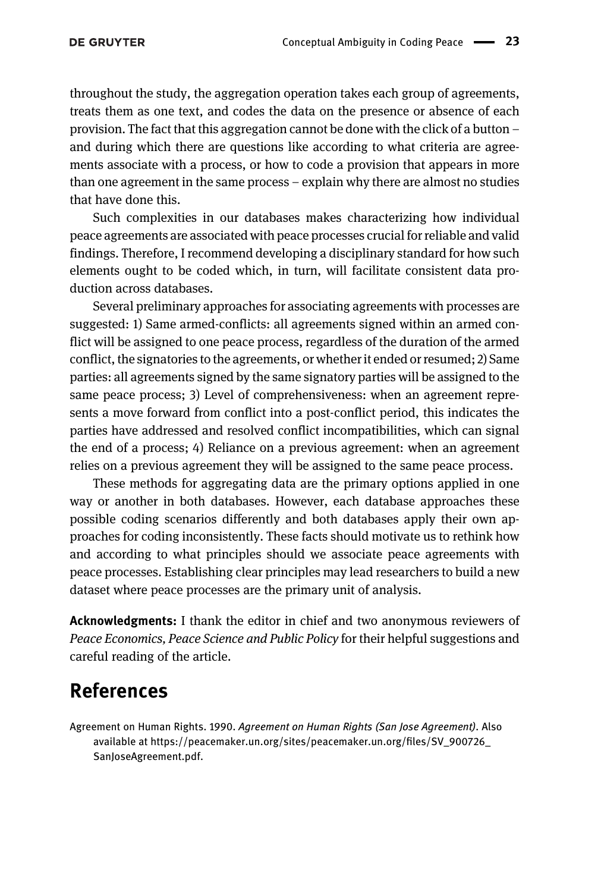throughout the study, the aggregation operation takes each group of agreements, treats them as one text, and codes the data on the presence or absence of each provision. The fact that this aggregation cannot be done with the click of a button – and during which there are questions like according to what criteria are agreements associate with a process, or how to code a provision that appears in more than one agreement in the same process – explain why there are almost no studies that have done this.

Such complexities in our databases makes characterizing how individual peace agreements are associated with peace processes crucial for reliable and valid findings. Therefore, I recommend developing a disciplinary standard for how such elements ought to be coded which, in turn, will facilitate consistent data production across databases.

Several preliminary approaches for associating agreements with processes are suggested: 1) Same armed-conflicts: all agreements signed within an armed conflict will be assigned to one peace process, regardless of the duration of the armed conflict, the signatories to the agreements, or whether it ended or resumed; 2) Same parties: all agreements signed by the same signatory parties will be assigned to the same peace process; 3) Level of comprehensiveness: when an agreement represents a move forward from conflict into a post-conflict period, this indicates the parties have addressed and resolved conflict incompatibilities, which can signal the end of a process; 4) Reliance on a previous agreement: when an agreement relies on a previous agreement they will be assigned to the same peace process.

These methods for aggregating data are the primary options applied in one way or another in both databases. However, each database approaches these possible coding scenarios differently and both databases apply their own approaches for coding inconsistently. These facts should motivate us to rethink how and according to what principles should we associate peace agreements with peace processes. Establishing clear principles may lead researchers to build a new dataset where peace processes are the primary unit of analysis.

**Acknowledgments:** I thank the editor in chief and two anonymous reviewers of *Peace Economics, Peace Science and Public Policy* for their helpful suggestions and careful reading of the article.

## References

Agreement on Human Rights. 1990. *Agreement on Human Rights (San Jose Agreement)*. Also available at https://peacemaker.un.org/sites/peacemaker.un.org/files/SV_900726_SanJoseAgreement.pdf.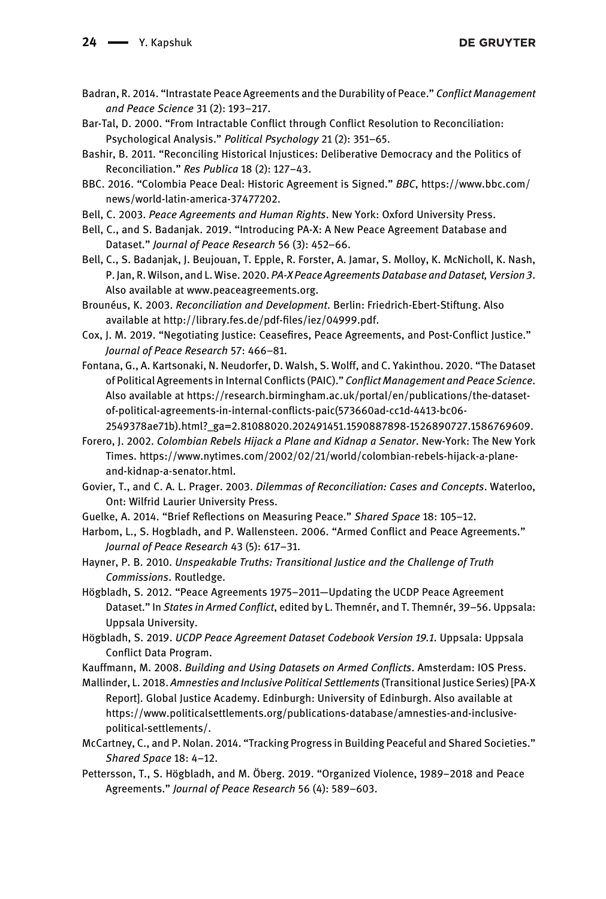Badran, R. 2014. "Intrastate Peace Agreements and the Durability of Peace." *Conflict Management and Peace Science* 31 (2): 193–217.

Bar-Tal, D. 2000. "From Intractable Conflict through Conflict Resolution to Reconciliation: Psychological Analysis." *Political Psychology* 21 (2): 351–65.

Bashir, B. 2011. "Reconciling Historical Injustices: Deliberative Democracy and the Politics of Reconciliation." *Res Publica* 18 (2): 127–43.

BBC. 2016. "Colombia Peace Deal: Historic Agreement is Signed." *BBC*, https://www.bbc.com/news/world-latin-america-37477202.

Bell, C. 2003. *Peace Agreements and Human Rights*. New York: Oxford University Press.

Bell, C., and S. Badanjak. 2019. "Introducing PA-X: A New Peace Agreement Database and Dataset." *Journal of Peace Research* 56 (3): 452–66.

Bell, C., S. Badanjak, J. Beujouan, T. Epple, R. Forster, A. Jamar, S. Molloy, K. McNicholl, K. Nash, P. Jan, R. Wilson, and L. Wise. 2020. *PA-X Peace Agreements Database and Dataset, Version 3*. Also available at www.peaceagreements.org.

Brounéus, K. 2003. *Reconciliation and Development*. Berlin: Friedrich-Ebert-Stiftung. Also available at http://library.fes.de/pdf-files/iez/04999.pdf.

Cox, J. M. 2019. "Negotiating Justice: Ceasefires, Peace Agreements, and Post-Conflict Justice." *Journal of Peace Research* 57: 466–81.

Fontana, G., A. Kartsonaki, N. Neudorfer, D. Walsh, S. Wolff, and C. Yakinthou. 2020. "The Dataset of Political Agreements in Internal Conflicts (PAIC)." *Conflict Management and Peace Science*. Also available at https://research.birmingham.ac.uk/portal/en/publications/the-dataset-of-political-agreements-in-internal-conflicts-paic(573660ad-cc1d-4413-bc06-2549378ae71b).html?_ga=2.81088020.202491451.1590887898-1526890727.1586769609.

Forero, J. 2002. *Colombian Rebels Hijack a Plane and Kidnap a Senator*. New-York: The New York Times. https://www.nytimes.com/2002/02/21/world/colombian-rebels-hijack-a-plane-and-kidnap-a-senator.html.

Govier, T., and C. A. L. Prager. 2003. *Dilemmas of Reconciliation: Cases and Concepts*. Waterloo, Ont: Wilfrid Laurier University Press.

Guelke, A. 2014. "Brief Reflections on Measuring Peace." *Shared Space* 18: 105–12.

Harbom, L., S. Hogbladh, and P. Wallensteen. 2006. "Armed Conflict and Peace Agreements." *Journal of Peace Research* 43 (5): 617–31.

Hayner, P. B. 2010. *Unspeakable Truths: Transitional Justice and the Challenge of Truth Commissions*. Routledge.

Högbladh, S. 2012. "Peace Agreements 1975–2011—Updating the UCDP Peace Agreement Dataset." In *States in Armed Conflict*, edited by L. Themnér, and T. Themnér, 39–56. Uppsala: Uppsala University.

Högbladh, S. 2019. *UCDP Peace Agreement Dataset Codebook Version 19.1*. Uppsala: Uppsala Conflict Data Program.

Kauffmann, M. 2008. *Building and Using Datasets on Armed Conflicts*. Amsterdam: IOS Press.

Mallinder, L. 2018. *Amnesties and Inclusive Political Settlements* (Transitional Justice Series) [PA-X Report]. Global Justice Academy. Edinburgh: University of Edinburgh. Also available at https://www.politicalsettlements.org/publications-database/amnesties-and-inclusive-political-settlements/.

McCartney, C., and P. Nolan. 2014. "Tracking Progress in Building Peaceful and Shared Societies." *Shared Space* 18: 4–12.

Pettersson, T., S. Högbladh, and M. Öberg. 2019. "Organized Violence, 1989–2018 and Peace Agreements." *Journal of Peace Research* 56 (4): 589–603.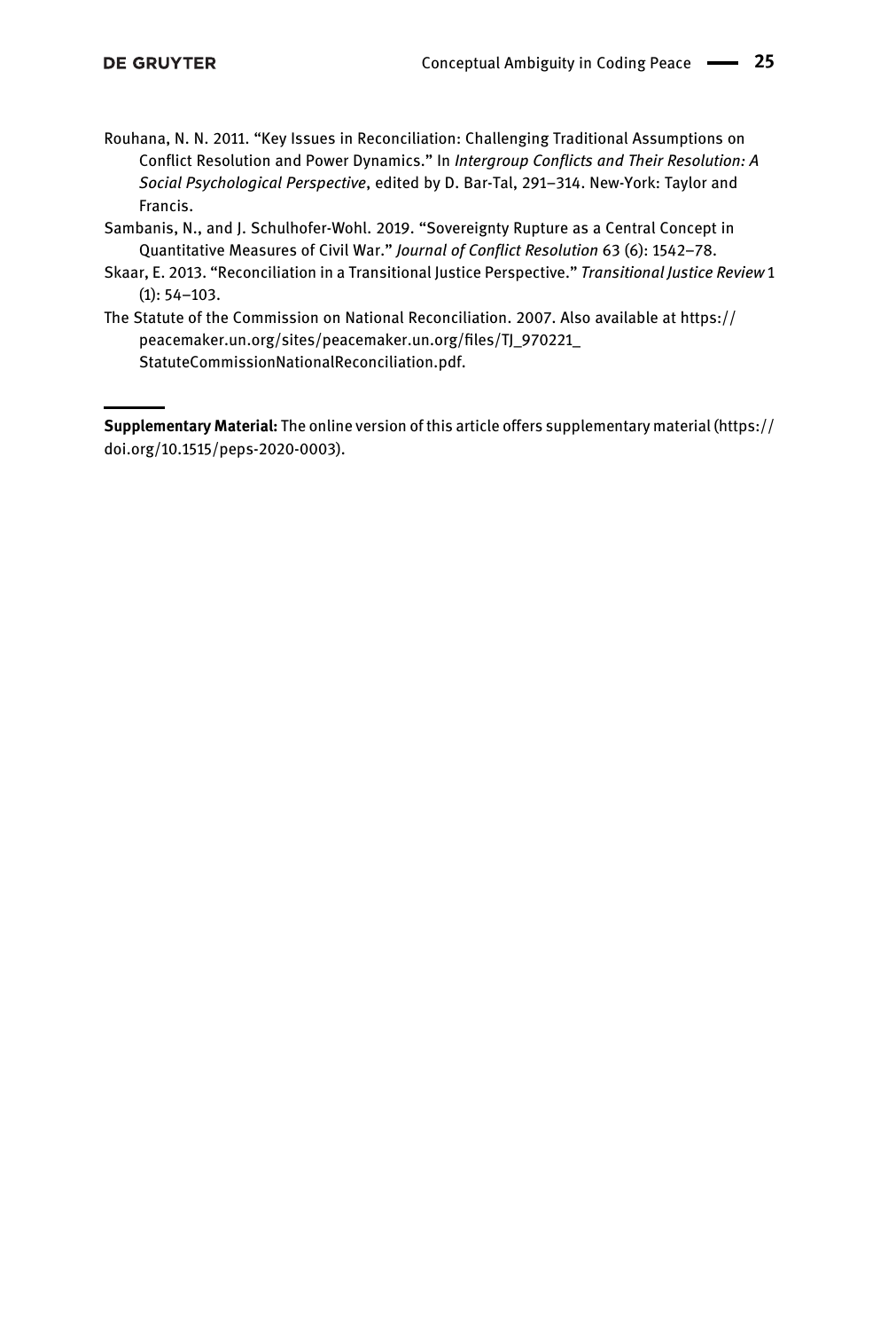Rouhana, N. N. 2011. "Key Issues in Reconciliation: Challenging Traditional Assumptions on Conflict Resolution and Power Dynamics." In *Intergroup Conflicts and Their Resolution: A Social Psychological Perspective*, edited by D. Bar-Tal, 291–314. New-York: Taylor and Francis.

Sambanis, N., and J. Schulhofer-Wohl. 2019. "Sovereignty Rupture as a Central Concept in Quantitative Measures of Civil War." *Journal of Conflict Resolution* 63 (6): 1542–78.

Skaar, E. 2013. "Reconciliation in a Transitional Justice Perspective." *Transitional Justice Review* 1 (1): 54–103.

The Statute of the Commission on National Reconciliation. 2007. Also available at https://peacemaker.un.org/sites/peacemaker.un.org/files/TJ_970221_StatuteCommissionNationalReconciliation.pdf.

---

**Supplementary Material:** The online version of this article offers supplementary material (https://doi.org/10.1515/peps-2020-0003).